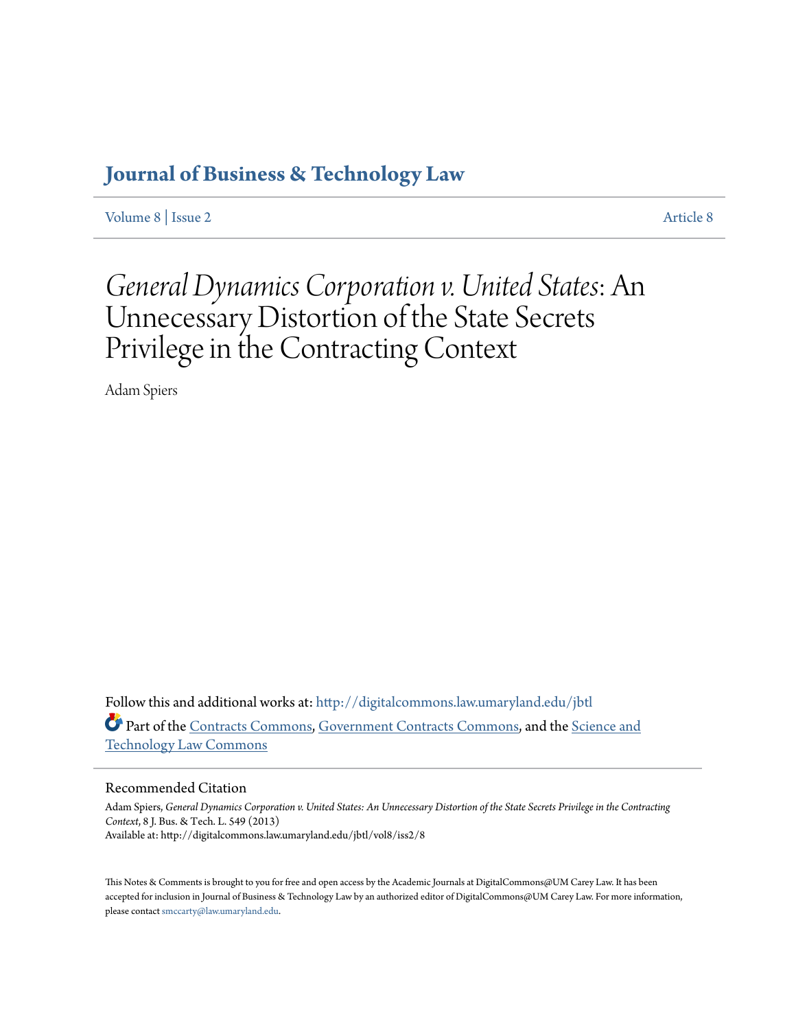# Journal of Business & Technology Law

Volume 8 | Issue 2 Article 8

# *General Dynamics Corporation v. United States*: An Unnecessary Distortion of the State Secrets Privilege in the Contracting Context

Adam Spiers

Follow this and additional works at: http://digitalcommons.law.umaryland.edu/jbtl

Part of the Contracts Commons, Government Contracts Commons, and the Science and Technology Law Commons

## Recommended Citation

Adam Spiers, *General Dynamics Corporation v. United States: An Unnecessary Distortion of the State Secrets Privilege in the Contracting Context*, 8 J. Bus. & Tech. L. 549 (2013)
Available at: http://digitalcommons.law.umaryland.edu/jbtl/vol8/iss2/8

This Notes & Comments is brought to you for free and open access by the Academic Journals at DigitalCommons@UM Carey Law. It has been accepted for inclusion in Journal of Business & Technology Law by an authorized editor of DigitalCommons@UM Carey Law. For more information, please contact smccarty@law.umaryland.edu.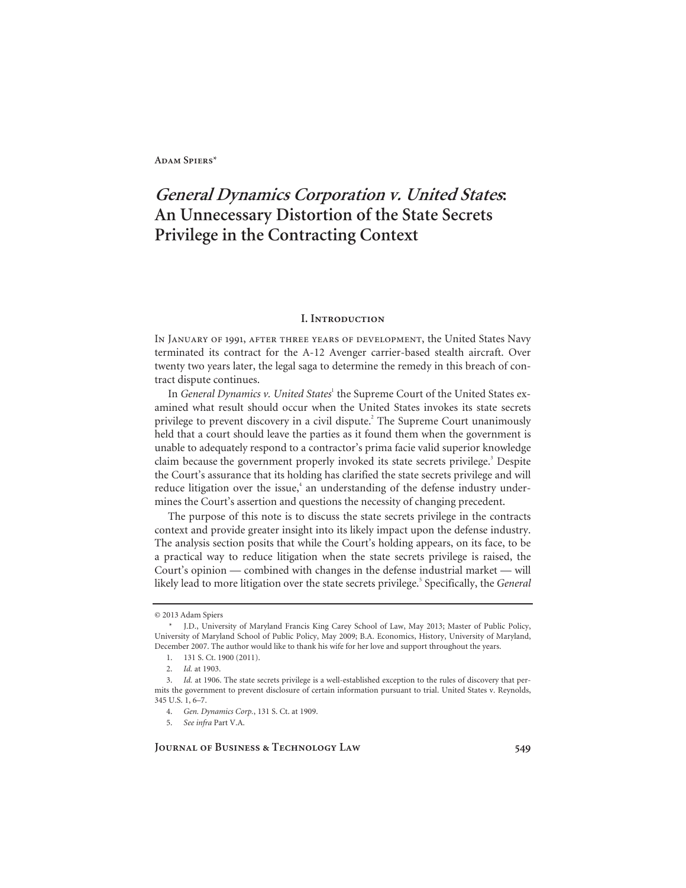Adam Spiers*

# *General Dynamics Corporation v. United States*: An Unnecessary Distortion of the State Secrets Privilege in the Contracting Context

## I. Introduction

In January of 1991, after three years of development, the United States Navy terminated its contract for the A-12 Avenger carrier-based stealth aircraft. Over twenty two years later, the legal saga to determine the remedy in this breach of contract dispute continues.

In *General Dynamics v. United States*[1] the Supreme Court of the United States examined what result should occur when the United States invokes its state secrets privilege to prevent discovery in a civil dispute.[2] The Supreme Court unanimously held that a court should leave the parties as it found them when the government is unable to adequately respond to a contractor's prima facie valid superior knowledge claim because the government properly invoked its state secrets privilege.[3] Despite the Court's assurance that its holding has clarified the state secrets privilege and will reduce litigation over the issue,[4] an understanding of the defense industry undermines the Court's assertion and questions the necessity of changing precedent.

The purpose of this note is to discuss the state secrets privilege in the contracts context and provide greater insight into its likely impact upon the defense industry. The analysis section posits that while the Court's holding appears, on its face, to be a practical way to reduce litigation when the state secrets privilege is raised, the Court's opinion — combined with changes in the defense industrial market — will likely lead to more litigation over the state secrets privilege.[5] Specifically, the *General*

---

© 2013 Adam Spiers

\* J.D., University of Maryland Francis King Carey School of Law, May 2013; Master of Public Policy, University of Maryland School of Public Policy, May 2009; B.A. Economics, History, University of Maryland, December 2007. The author would like to thank his wife for her love and support throughout the years.

1. 131 S. Ct. 1900 (2011).

2. *Id.* at 1903.

3. *Id.* at 1906. The state secrets privilege is a well-established exception to the rules of discovery that permits the government to prevent disclosure of certain information pursuant to trial. United States v. Reynolds, 345 U.S. 1, 6–7.

4. *Gen. Dynamics Corp.*, 131 S. Ct. at 1909.

5. *See infra* Part V.A.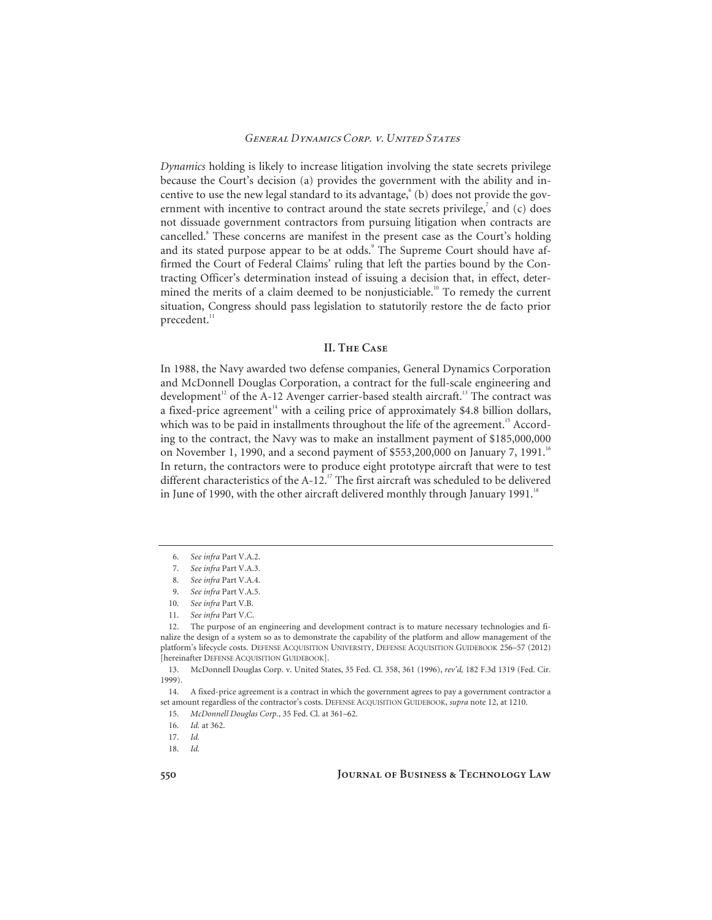*Dynamics* holding is likely to increase litigation involving the state secrets privilege because the Court's decision (a) provides the government with the ability and incentive to use the new legal standard to its advantage,[6] (b) does not provide the government with incentive to contract around the state secrets privilege,[7] and (c) does not dissuade government contractors from pursuing litigation when contracts are cancelled.[8] These concerns are manifest in the present case as the Court's holding and its stated purpose appear to be at odds.[9] The Supreme Court should have affirmed the Court of Federal Claims' ruling that left the parties bound by the Contracting Officer's determination instead of issuing a decision that, in effect, determined the merits of a claim deemed to be nonjusticiable.[10] To remedy the current situation, Congress should pass legislation to statutorily restore the de facto prior precedent.[11]

## II. The Case

In 1988, the Navy awarded two defense companies, General Dynamics Corporation and McDonnell Douglas Corporation, a contract for the full-scale engineering and development[12] of the A-12 Avenger carrier-based stealth aircraft.[13] The contract was a fixed-price agreement[14] with a ceiling price of approximately $4.8 billion dollars, which was to be paid in installments throughout the life of the agreement.[15] According to the contract, the Navy was to make an installment payment of $185,000,000 on November 1, 1990, and a second payment of $553,200,000 on January 7, 1991.[16] In return, the contractors were to produce eight prototype aircraft that were to test different characteristics of the A-12.[17] The first aircraft was scheduled to be delivered in June of 1990, with the other aircraft delivered monthly through January 1991.[18]

---

6. *See infra* Part V.A.2.

7. *See infra* Part V.A.3.

8. *See infra* Part V.A.4.

9. *See infra* Part V.A.5.

10. *See infra* Part V.B.

11. *See infra* Part V.C.

12. The purpose of an engineering and development contract is to mature necessary technologies and finalize the design of a system so as to demonstrate the capability of the platform and allow management of the platform's lifecycle costs. DEFENSE ACQUISITION UNIVERSITY, DEFENSE ACQUISITION GUIDEBOOK 256–57 (2012) [hereinafter DEFENSE ACQUISITION GUIDEBOOK].

13. McDonnell Douglas Corp. v. United States, 35 Fed. Cl. 358, 361 (1996), *rev'd,* 182 F.3d 1319 (Fed. Cir. 1999).

14. A fixed-price agreement is a contract in which the government agrees to pay a government contractor a set amount regardless of the contractor's costs. DEFENSE ACQUISITION GUIDEBOOK, *supra* note 12, at 1210.

15. *McDonnell Douglas Corp.*, 35 Fed. Cl. at 361–62.

16. *Id.* at 362.

17. *Id.*

18. *Id.*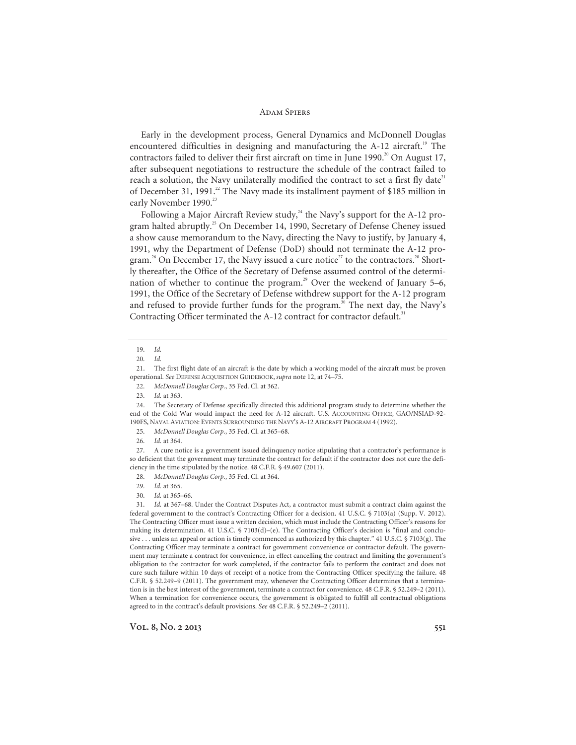Early in the development process, General Dynamics and McDonnell Douglas encountered difficulties in designing and manufacturing the A-12 aircraft.[19] The contractors failed to deliver their first aircraft on time in June 1990.[20] On August 17, after subsequent negotiations to restructure the schedule of the contract failed to reach a solution, the Navy unilaterally modified the contract to set a first fly date[21] of December 31, 1991.[22] The Navy made its installment payment of $185 million in early November 1990.[23]

Following a Major Aircraft Review study,[24] the Navy's support for the A-12 program halted abruptly.[25] On December 14, 1990, Secretary of Defense Cheney issued a show cause memorandum to the Navy, directing the Navy to justify, by January 4, 1991, why the Department of Defense (DoD) should not terminate the A-12 program.[26] On December 17, the Navy issued a cure notice[27] to the contractors.[28] Shortly thereafter, the Office of the Secretary of Defense assumed control of the determination of whether to continue the program.[29] Over the weekend of January 5–6, 1991, the Office of the Secretary of Defense withdrew support for the A-12 program and refused to provide further funds for the program.[30] The next day, the Navy's Contracting Officer terminated the A-12 contract for contractor default.[31]

---

19. *Id.*

20. *Id.*

21. The first flight date of an aircraft is the date by which a working model of the aircraft must be proven operational. *See* DEFENSE ACQUISITION GUIDEBOOK, *supra* note 12, at 74–75.

22. *McDonnell Douglas Corp.*, 35 Fed. Cl. at 362.

23. *Id.* at 363.

24. The Secretary of Defense specifically directed this additional program study to determine whether the end of the Cold War would impact the need for A-12 aircraft. U.S. ACCOUNTING OFFICE, GAO/NSIAD-92-190FS, NAVAL AVIATION: EVENTS SURROUNDING THE NAVY'S A-12 AIRCRAFT PROGRAM 4 (1992).

25. *McDonnell Douglas Corp.*, 35 Fed. Cl. at 365–68.

26. *Id.* at 364.

27. A cure notice is a government issued delinquency notice stipulating that a contractor's performance is so deficient that the government may terminate the contract for default if the contractor does not cure the deficiency in the time stipulated by the notice. 48 C.F.R. § 49.607 (2011).

28. *McDonnell Douglas Corp.*, 35 Fed. Cl. at 364.

29. *Id.* at 365.

30. *Id.* at 365–66.

31. *Id.* at 367–68. Under the Contract Disputes Act, a contractor must submit a contract claim against the federal government to the contract's Contracting Officer for a decision. 41 U.S.C. § 7103(a) (Supp. V. 2012). The Contracting Officer must issue a written decision, which must include the Contracting Officer's reasons for making its determination. 41 U.S.C. § 7103(d)–(e). The Contracting Officer's decision is "final and conclusive . . . unless an appeal or action is timely commenced as authorized by this chapter." 41 U.S.C. § 7103(g). The Contracting Officer may terminate a contract for government convenience or contractor default. The government may terminate a contract for convenience, in effect cancelling the contract and limiting the government's obligation to the contractor for work completed, if the contractor fails to perform the contract and does not cure such failure within 10 days of receipt of a notice from the Contracting Officer specifying the failure. 48 C.F.R. § 52.249–9 (2011). The government may, whenever the Contracting Officer determines that a termination is in the best interest of the government, terminate a contract for convenience. 48 C.F.R. § 52.249–2 (2011). When a termination for convenience occurs, the government is obligated to fulfill all contractual obligations agreed to in the contract's default provisions. *See* 48 C.F.R. § 52.249–2 (2011).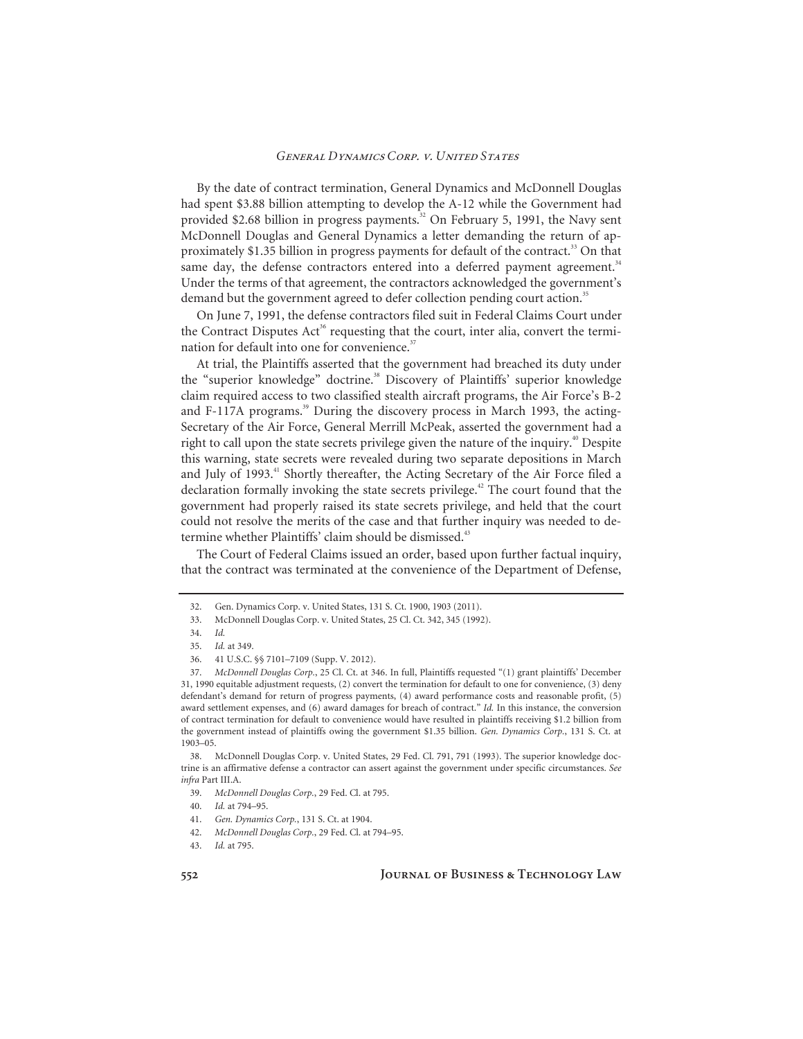By the date of contract termination, General Dynamics and McDonnell Douglas had spent \$3.88 billion attempting to develop the A-12 while the Government had provided \$2.68 billion in progress payments.[32] On February 5, 1991, the Navy sent McDonnell Douglas and General Dynamics a letter demanding the return of approximately \$1.35 billion in progress payments for default of the contract.[33] On that same day, the defense contractors entered into a deferred payment agreement.[34] Under the terms of that agreement, the contractors acknowledged the government's demand but the government agreed to defer collection pending court action.[35]

On June 7, 1991, the defense contractors filed suit in Federal Claims Court under the Contract Disputes Act[36] requesting that the court, inter alia, convert the termination for default into one for convenience.[37]

At trial, the Plaintiffs asserted that the government had breached its duty under the "superior knowledge" doctrine.[38] Discovery of Plaintiffs' superior knowledge claim required access to two classified stealth aircraft programs, the Air Force's B-2 and F-117A programs.[39] During the discovery process in March 1993, the acting-Secretary of the Air Force, General Merrill McPeak, asserted the government had a right to call upon the state secrets privilege given the nature of the inquiry.[40] Despite this warning, state secrets were revealed during two separate depositions in March and July of 1993.[41] Shortly thereafter, the Acting Secretary of the Air Force filed a declaration formally invoking the state secrets privilege.[42] The court found that the government had properly raised its state secrets privilege, and held that the court could not resolve the merits of the case and that further inquiry was needed to determine whether Plaintiffs' claim should be dismissed.[43]

The Court of Federal Claims issued an order, based upon further factual inquiry, that the contract was terminated at the convenience of the Department of Defense,

---

32. Gen. Dynamics Corp. v. United States, 131 S. Ct. 1900, 1903 (2011).

33. McDonnell Douglas Corp. v. United States, 25 Cl. Ct. 342, 345 (1992).

34. *Id.*

35. *Id.* at 349.

36. 41 U.S.C. §§ 7101–7109 (Supp. V. 2012).

37. *McDonnell Douglas Corp.*, 25 Cl. Ct. at 346. In full, Plaintiffs requested "(1) grant plaintiffs' December 31, 1990 equitable adjustment requests, (2) convert the termination for default to one for convenience, (3) deny defendant's demand for return of progress payments, (4) award performance costs and reasonable profit, (5) award settlement expenses, and (6) award damages for breach of contract." *Id.* In this instance, the conversion of contract termination for default to convenience would have resulted in plaintiffs receiving \$1.2 billion from the government instead of plaintiffs owing the government \$1.35 billion. *Gen. Dynamics Corp.*, 131 S. Ct. at 1903–05.

38. McDonnell Douglas Corp. v. United States, 29 Fed. Cl. 791, 791 (1993). The superior knowledge doctrine is an affirmative defense a contractor can assert against the government under specific circumstances. *See infra* Part III.A.

39. *McDonnell Douglas Corp.*, 29 Fed. Cl. at 795.

40. *Id.* at 794–95.

41. *Gen. Dynamics Corp.*, 131 S. Ct. at 1904.

42. *McDonnell Douglas Corp.*, 29 Fed. Cl. at 794–95.

43. *Id.* at 795.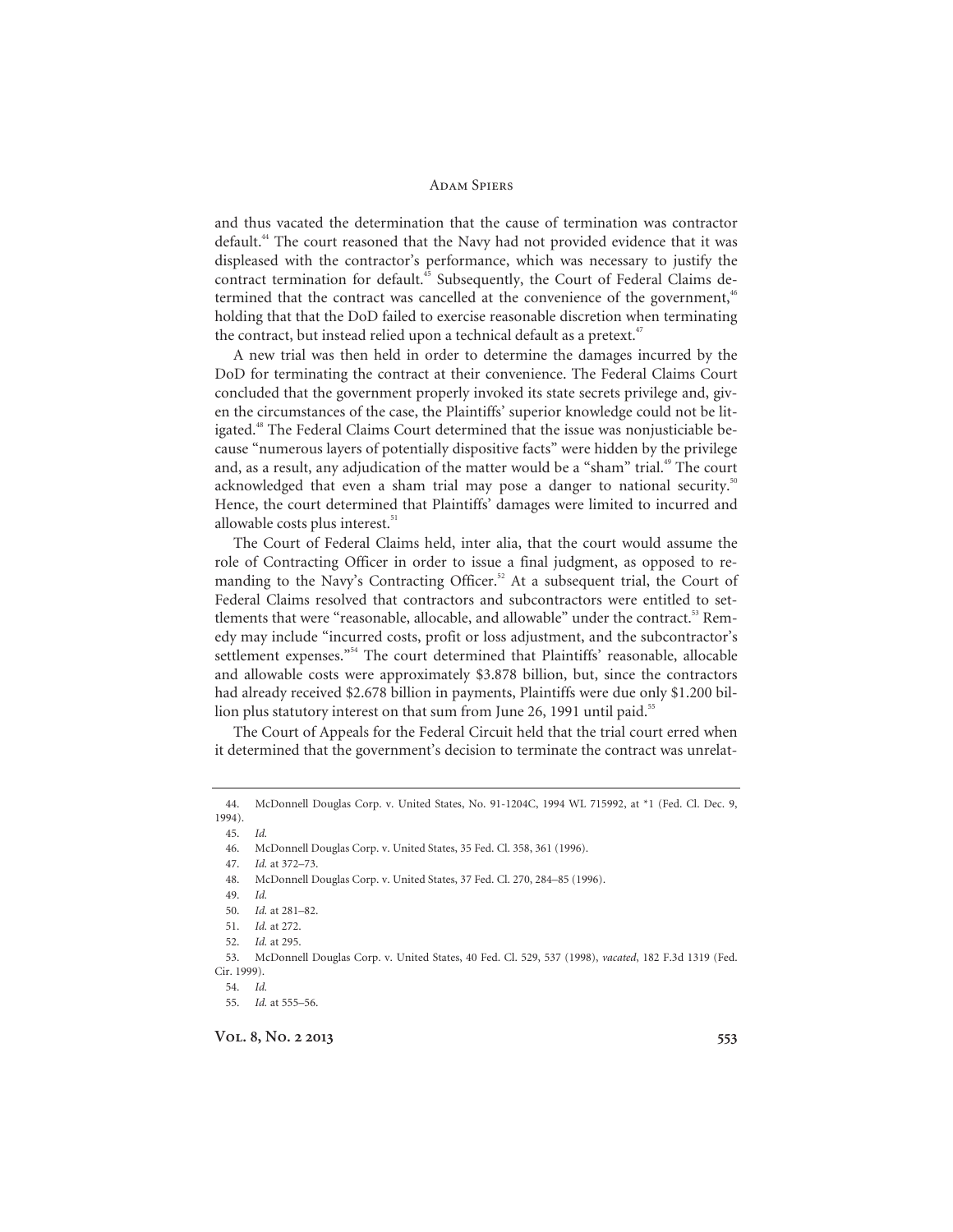and thus vacated the determination that the cause of termination was contractor default.[44] The court reasoned that the Navy had not provided evidence that it was displeased with the contractor's performance, which was necessary to justify the contract termination for default.[45] Subsequently, the Court of Federal Claims determined that the contract was cancelled at the convenience of the government,[46] holding that that the DoD failed to exercise reasonable discretion when terminating the contract, but instead relied upon a technical default as a pretext.[47]

A new trial was then held in order to determine the damages incurred by the DoD for terminating the contract at their convenience. The Federal Claims Court concluded that the government properly invoked its state secrets privilege and, given the circumstances of the case, the Plaintiffs' superior knowledge could not be litigated.[48] The Federal Claims Court determined that the issue was nonjusticiable because "numerous layers of potentially dispositive facts" were hidden by the privilege and, as a result, any adjudication of the matter would be a "sham" trial.[49] The court acknowledged that even a sham trial may pose a danger to national security.[50] Hence, the court determined that Plaintiffs' damages were limited to incurred and allowable costs plus interest.[51]

The Court of Federal Claims held, inter alia, that the court would assume the role of Contracting Officer in order to issue a final judgment, as opposed to remanding to the Navy's Contracting Officer.[52] At a subsequent trial, the Court of Federal Claims resolved that contractors and subcontractors were entitled to settlements that were "reasonable, allocable, and allowable" under the contract.[53] Remedy may include "incurred costs, profit or loss adjustment, and the subcontractor's settlement expenses."[54] The court determined that Plaintiffs' reasonable, allocable and allowable costs were approximately \$3.878 billion, but, since the contractors had already received \$2.678 billion in payments, Plaintiffs were due only \$1.200 billion plus statutory interest on that sum from June 26, 1991 until paid.[55]

The Court of Appeals for the Federal Circuit held that the trial court erred when it determined that the government's decision to terminate the contract was unrelat-

---

44. McDonnell Douglas Corp. v. United States, No. 91-1204C, 1994 WL 715992, at *1 (Fed. Cl. Dec. 9, 1994).

45. *Id.*

46. McDonnell Douglas Corp. v. United States, 35 Fed. Cl. 358, 361 (1996).

47. *Id.* at 372–73.

48. McDonnell Douglas Corp. v. United States, 37 Fed. Cl. 270, 284–85 (1996).

49. *Id.*

50. *Id.* at 281–82.

51. *Id.* at 272.

52. *Id.* at 295.

53. McDonnell Douglas Corp. v. United States, 40 Fed. Cl. 529, 537 (1998), *vacated*, 182 F.3d 1319 (Fed. Cir. 1999).

54. *Id.*

55. *Id.* at 555–56.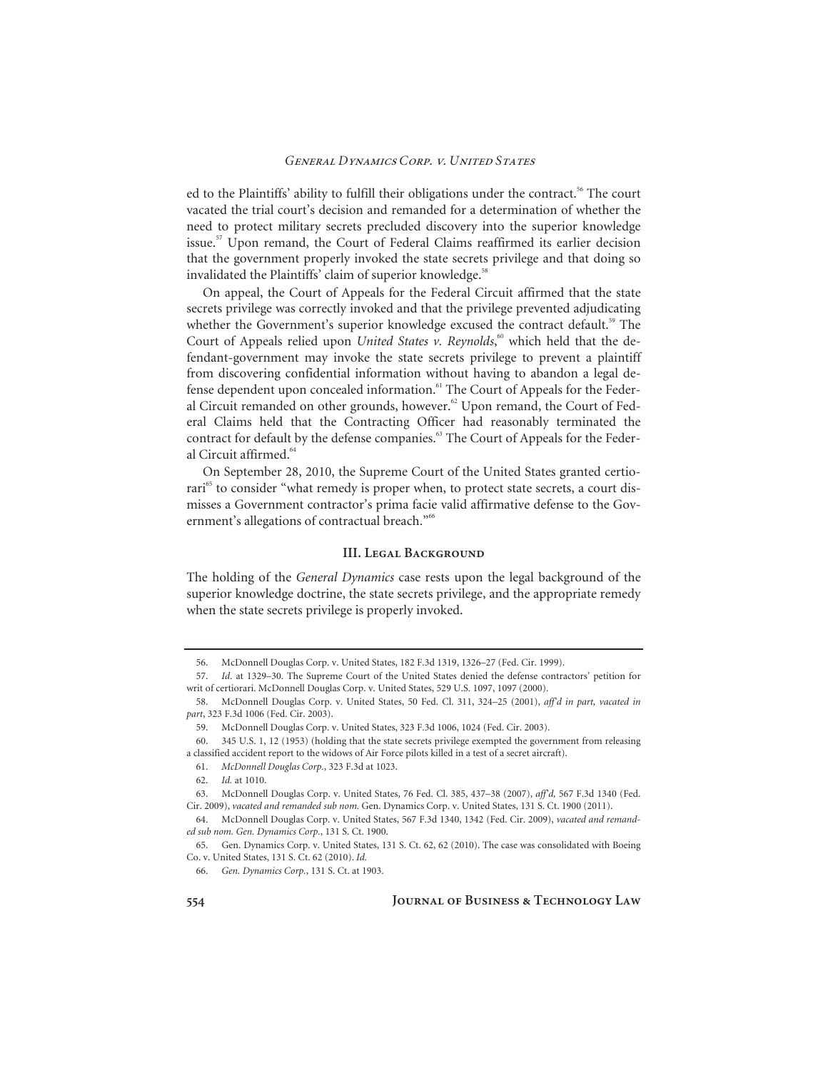ed to the Plaintiffs' ability to fulfill their obligations under the contract.[56] The court vacated the trial court's decision and remanded for a determination of whether the need to protect military secrets precluded discovery into the superior knowledge issue.[57] Upon remand, the Court of Federal Claims reaffirmed its earlier decision that the government properly invoked the state secrets privilege and that doing so invalidated the Plaintiffs' claim of superior knowledge.[58]

On appeal, the Court of Appeals for the Federal Circuit affirmed that the state secrets privilege was correctly invoked and that the privilege prevented adjudicating whether the Government's superior knowledge excused the contract default.[59] The Court of Appeals relied upon *United States v. Reynolds*,[60] which held that the defendant-government may invoke the state secrets privilege to prevent a plaintiff from discovering confidential information without having to abandon a legal defense dependent upon concealed information.[61] The Court of Appeals for the Federal Circuit remanded on other grounds, however.[62] Upon remand, the Court of Federal Claims held that the Contracting Officer had reasonably terminated the contract for default by the defense companies.[63] The Court of Appeals for the Federal Circuit affirmed.[64]

On September 28, 2010, the Supreme Court of the United States granted certiorari[65] to consider "what remedy is proper when, to protect state secrets, a court dismisses a Government contractor's prima facie valid affirmative defense to the Government's allegations of contractual breach."[66]

## III. Legal Background

The holding of the *General Dynamics* case rests upon the legal background of the superior knowledge doctrine, the state secrets privilege, and the appropriate remedy when the state secrets privilege is properly invoked.

---

56. McDonnell Douglas Corp. v. United States, 182 F.3d 1319, 1326–27 (Fed. Cir. 1999).

57. *Id.* at 1329–30. The Supreme Court of the United States denied the defense contractors' petition for writ of certiorari. McDonnell Douglas Corp. v. United States, 529 U.S. 1097, 1097 (2000).

58. McDonnell Douglas Corp. v. United States, 50 Fed. Cl. 311, 324–25 (2001), *aff'd in part, vacated in part*, 323 F.3d 1006 (Fed. Cir. 2003).

59. McDonnell Douglas Corp. v. United States, 323 F.3d 1006, 1024 (Fed. Cir. 2003).

60. 345 U.S. 1, 12 (1953) (holding that the state secrets privilege exempted the government from releasing a classified accident report to the widows of Air Force pilots killed in a test of a secret aircraft).

61. *McDonnell Douglas Corp.*, 323 F.3d at 1023.

62. *Id.* at 1010.

63. McDonnell Douglas Corp. v. United States, 76 Fed. Cl. 385, 437–38 (2007), *aff'd,* 567 F.3d 1340 (Fed. Cir. 2009), *vacated and remanded sub nom.* Gen. Dynamics Corp. v. United States, 131 S. Ct. 1900 (2011).

64. McDonnell Douglas Corp. v. United States, 567 F.3d 1340, 1342 (Fed. Cir. 2009), *vacated and remanded sub nom. Gen. Dynamics Corp.*, 131 S. Ct. 1900.

65. Gen. Dynamics Corp. v. United States, 131 S. Ct. 62, 62 (2010). The case was consolidated with Boeing Co. v. United States, 131 S. Ct. 62 (2010). *Id.*

66. *Gen. Dynamics Corp.*, 131 S. Ct. at 1903.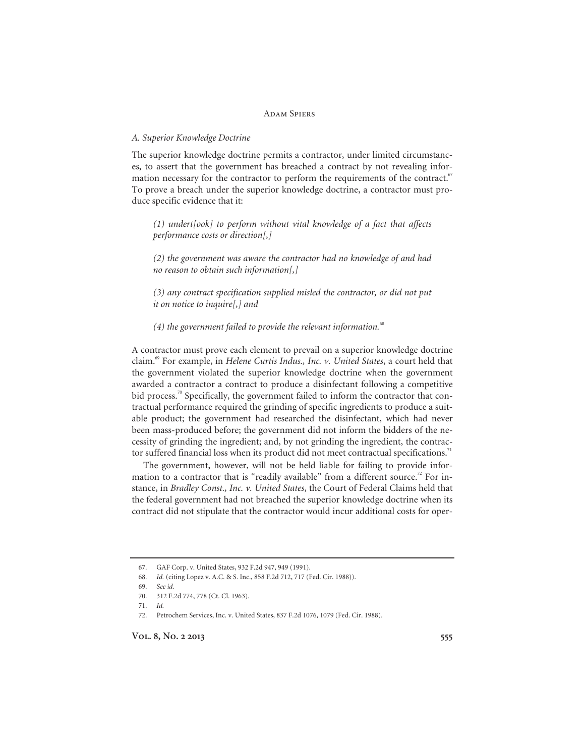### *A. Superior Knowledge Doctrine*

The superior knowledge doctrine permits a contractor, under limited circumstances, to assert that the government has breached a contract by not revealing information necessary for the contractor to perform the requirements of the contract.[67] To prove a breach under the superior knowledge doctrine, a contractor must produce specific evidence that it:

> *(1) undert[ook] to perform without vital knowledge of a fact that affects performance costs or direction[,]*
>
> *(2) the government was aware the contractor had no knowledge of and had no reason to obtain such information[,]*
>
> *(3) any contract specification supplied misled the contractor, or did not put it on notice to inquire[,] and*
>
> *(4) the government failed to provide the relevant information.*[68]

A contractor must prove each element to prevail on a superior knowledge doctrine claim.[69] For example, in *Helene Curtis Indus., Inc. v. United States*, a court held that the government violated the superior knowledge doctrine when the government awarded a contractor a contract to produce a disinfectant following a competitive bid process.[70] Specifically, the government failed to inform the contractor that contractual performance required the grinding of specific ingredients to produce a suitable product; the government had researched the disinfectant, which had never been mass-produced before; the government did not inform the bidders of the necessity of grinding the ingredient; and, by not grinding the ingredient, the contractor suffered financial loss when its product did not meet contractual specifications.[71]

The government, however, will not be held liable for failing to provide information to a contractor that is "readily available" from a different source.[72] For instance, in *Bradley Const., Inc. v. United States*, the Court of Federal Claims held that the federal government had not breached the superior knowledge doctrine when its contract did not stipulate that the contractor would incur additional costs for oper-

---

67. GAF Corp. v. United States, 932 F.2d 947, 949 (1991).
68. *Id.* (citing Lopez v. A.C. & S. Inc., 858 F.2d 712, 717 (Fed. Cir. 1988)).
69. *See id.*
70. 312 F.2d 774, 778 (Ct. Cl. 1963).
71. *Id.*
72. Petrochem Services, Inc. v. United States, 837 F.2d 1076, 1079 (Fed. Cir. 1988).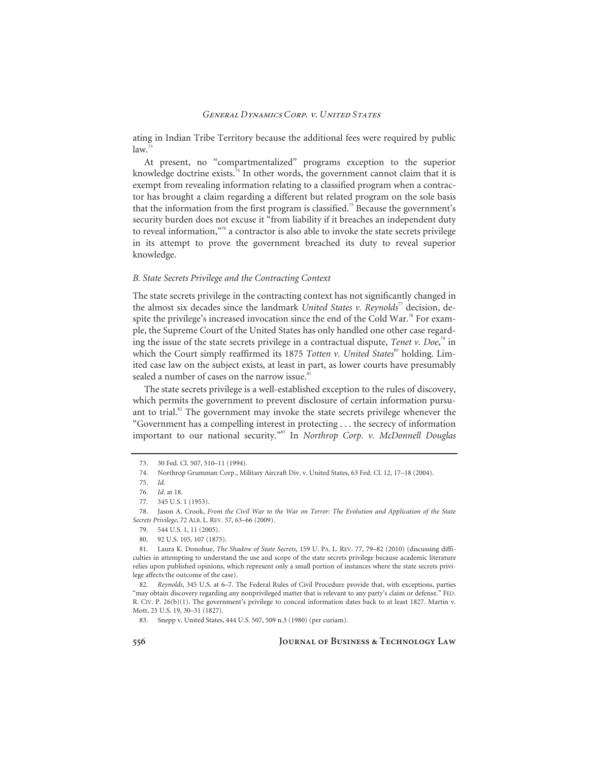ating in Indian Tribe Territory because the additional fees were required by public law.[73]

At present, no "compartmentalized" programs exception to the superior knowledge doctrine exists.[74] In other words, the government cannot claim that it is exempt from revealing information relating to a classified program when a contractor has brought a claim regarding a different but related program on the sole basis that the information from the first program is classified.[75] Because the government's security burden does not excuse it "from liability if it breaches an independent duty to reveal information,"[76] a contractor is also able to invoke the state secrets privilege in its attempt to prove the government breached its duty to reveal superior knowledge.

### *B. State Secrets Privilege and the Contracting Context*

The state secrets privilege in the contracting context has not significantly changed in the almost six decades since the landmark *United States v. Reynolds*[77] decision, despite the privilege's increased invocation since the end of the Cold War.[78] For example, the Supreme Court of the United States has only handled one other case regarding the issue of the state secrets privilege in a contractual dispute, *Tenet v. Doe*,[79] in which the Court simply reaffirmed its 1875 *Totten v. United States*[80] holding. Limited case law on the subject exists, at least in part, as lower courts have presumably sealed a number of cases on the narrow issue.[81]

The state secrets privilege is a well-established exception to the rules of discovery, which permits the government to prevent disclosure of certain information pursuant to trial.[82] The government may invoke the state secrets privilege whenever the "Government has a compelling interest in protecting . . . the secrecy of information important to our national security."[83] In *Northrop Corp. v. McDonnell Douglas*

---

73. 30 Fed. Cl. 507, 510–11 (1994).

74. Northrop Grumman Corp., Military Aircraft Div. v. United States, 63 Fed. Cl. 12, 17–18 (2004).

75. *Id.*

76. *Id.* at 18.

77. 345 U.S. 1 (1953).

78. Jason A. Crook, *From the Civil War to the War on Terror: The Evolution and Application of the State Secrets Privilege*, 72 ALB. L. REV. 57, 63–66 (2009).

79. 544 U.S. 1, 11 (2005).

80. 92 U.S. 105, 107 (1875).

81. Laura K. Donohue, *The Shadow of State Secrets*, 159 U. PA. L. REV. 77, 79–82 (2010) (discussing difficulties in attempting to understand the use and scope of the state secrets privilege because academic literature relies upon published opinions, which represent only a small portion of instances where the state secrets privilege affects the outcome of the case).

82. *Reynolds*, 345 U.S. at 6–7. The Federal Rules of Civil Procedure provide that, with exceptions, parties "may obtain discovery regarding any nonprivileged matter that is relevant to any party's claim or defense." FED. R. CIV. P. 26(b)(1). The government's privilege to conceal information dates back to at least 1827. Martin v. Mott, 25 U.S. 19, 30–31 (1827).

83. Snepp v. United States, 444 U.S. 507, 509 n.3 (1980) (per curiam).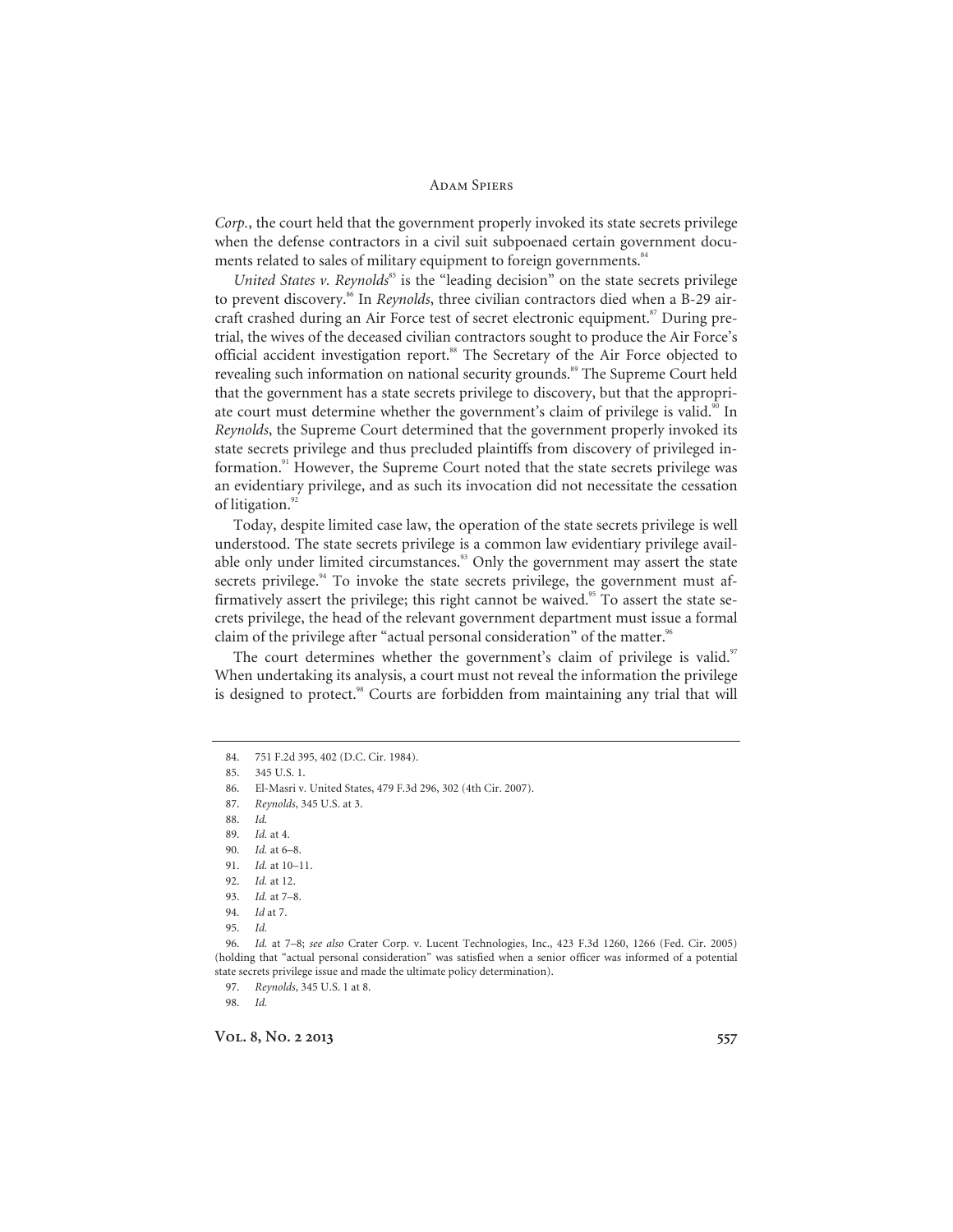*Corp.*, the court held that the government properly invoked its state secrets privilege when the defense contractors in a civil suit subpoenaed certain government documents related to sales of military equipment to foreign governments.[84]

*United States v. Reynolds*[85] is the "leading decision" on the state secrets privilege to prevent discovery.[86] In *Reynolds*, three civilian contractors died when a B-29 aircraft crashed during an Air Force test of secret electronic equipment.[87] During pretrial, the wives of the deceased civilian contractors sought to produce the Air Force's official accident investigation report.[88] The Secretary of the Air Force objected to revealing such information on national security grounds.[89] The Supreme Court held that the government has a state secrets privilege to discovery, but that the appropriate court must determine whether the government's claim of privilege is valid.[90] In *Reynolds*, the Supreme Court determined that the government properly invoked its state secrets privilege and thus precluded plaintiffs from discovery of privileged information.[91] However, the Supreme Court noted that the state secrets privilege was an evidentiary privilege, and as such its invocation did not necessitate the cessation of litigation.[92]

Today, despite limited case law, the operation of the state secrets privilege is well understood. The state secrets privilege is a common law evidentiary privilege available only under limited circumstances.[93] Only the government may assert the state secrets privilege.[94] To invoke the state secrets privilege, the government must affirmatively assert the privilege; this right cannot be waived.[95] To assert the state secrets privilege, the head of the relevant government department must issue a formal claim of the privilege after "actual personal consideration" of the matter.[96]

The court determines whether the government's claim of privilege is valid.[97] When undertaking its analysis, a court must not reveal the information the privilege is designed to protect.[98] Courts are forbidden from maintaining any trial that will

---

84. 751 F.2d 395, 402 (D.C. Cir. 1984).
85. 345 U.S. 1.
86. El-Masri v. United States, 479 F.3d 296, 302 (4th Cir. 2007).
87. *Reynolds*, 345 U.S. at 3.
88. *Id.*
89. *Id.* at 4.
90. *Id.* at 6–8.
91. *Id.* at 10–11.
92. *Id.* at 12.
93. *Id.* at 7–8.
94. *Id* at 7.
95. *Id.*
96. *Id.* at 7–8; *see also* Crater Corp. v. Lucent Technologies, Inc., 423 F.3d 1260, 1266 (Fed. Cir. 2005) (holding that "actual personal consideration" was satisfied when a senior officer was informed of a potential state secrets privilege issue and made the ultimate policy determination).
97. *Reynolds*, 345 U.S. 1 at 8.
98. *Id.*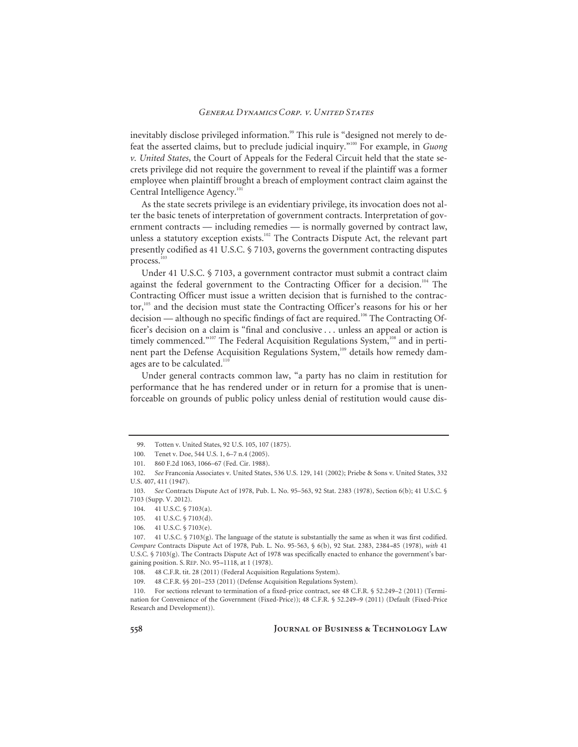inevitably disclose privileged information.[99] This rule is "designed not merely to defeat the asserted claims, but to preclude judicial inquiry."[100] For example, in *Guong v. United States*, the Court of Appeals for the Federal Circuit held that the state secrets privilege did not require the government to reveal if the plaintiff was a former employee when plaintiff brought a breach of employment contract claim against the Central Intelligence Agency.[101]

As the state secrets privilege is an evidentiary privilege, its invocation does not alter the basic tenets of interpretation of government contracts. Interpretation of government contracts — including remedies — is normally governed by contract law, unless a statutory exception exists.[102] The Contracts Dispute Act, the relevant part presently codified as 41 U.S.C. § 7103, governs the government contracting disputes process.[103]

Under 41 U.S.C. § 7103, a government contractor must submit a contract claim against the federal government to the Contracting Officer for a decision.[104] The Contracting Officer must issue a written decision that is furnished to the contractor,[105] and the decision must state the Contracting Officer's reasons for his or her decision — although no specific findings of fact are required.[106] The Contracting Officer's decision on a claim is "final and conclusive . . . unless an appeal or action is timely commenced."[107] The Federal Acquisition Regulations System,[108] and in pertinent part the Defense Acquisition Regulations System,[109] details how remedy damages are to be calculated.[110]

Under general contracts common law, "a party has no claim in restitution for performance that he has rendered under or in return for a promise that is unenforceable on grounds of public policy unless denial of restitution would cause dis-

---

99. Totten v. United States, 92 U.S. 105, 107 (1875).

100. Tenet v. Doe, 544 U.S. 1, 6–7 n.4 (2005).

101. 860 F.2d 1063, 1066–67 (Fed. Cir. 1988).

102. *See* Franconia Associates v. United States, 536 U.S. 129, 141 (2002); Priebe & Sons v. United States, 332 U.S. 407, 411 (1947).

103. *See* Contracts Dispute Act of 1978, Pub. L. No. 95–563, 92 Stat. 2383 (1978), Section 6(b); 41 U.S.C. § 7103 (Supp. V. 2012).

104. 41 U.S.C. § 7103(a).

105. 41 U.S.C. § 7103(d).

106. 41 U.S.C. § 7103(e).

107. 41 U.S.C. § 7103(g). The language of the statute is substantially the same as when it was first codified. *Compare* Contracts Dispute Act of 1978, Pub. L. No. 95-563, § 6(b), 92 Stat. 2383, 2384–85 (1978), *with* 41 U.S.C. § 7103(g). The Contracts Dispute Act of 1978 was specifically enacted to enhance the government's bargaining position. S. REP. NO. 95–1118, at 1 (1978).

108. 48 C.F.R. tit. 28 (2011) (Federal Acquisition Regulations System).

109. 48 C.F.R. §§ 201–253 (2011) (Defense Acquisition Regulations System).

110. For sections relevant to termination of a fixed-price contract, see 48 C.F.R. § 52.249–2 (2011) (Termination for Convenience of the Government (Fixed-Price)); 48 C.F.R. § 52.249–9 (2011) (Default (Fixed-Price Research and Development)).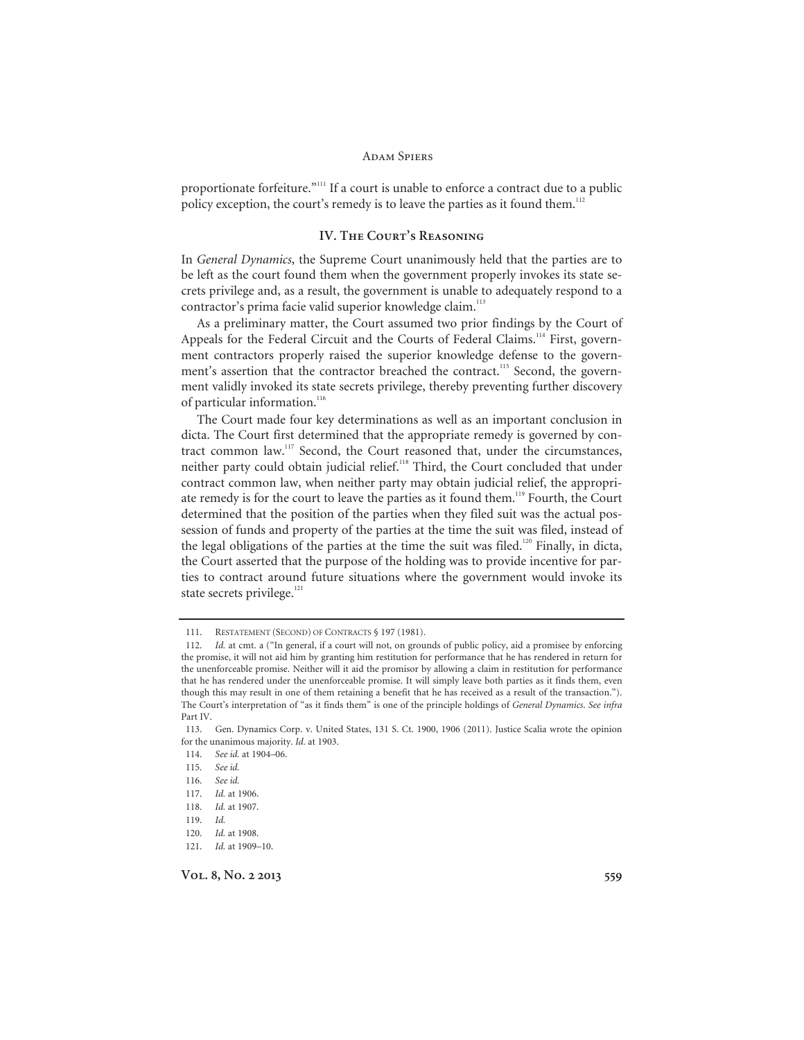proportionate forfeiture."[111] If a court is unable to enforce a contract due to a public policy exception, the court's remedy is to leave the parties as it found them.[112]

## IV. The Court's Reasoning

In *General Dynamics*, the Supreme Court unanimously held that the parties are to be left as the court found them when the government properly invokes its state secrets privilege and, as a result, the government is unable to adequately respond to a contractor's prima facie valid superior knowledge claim.[113]

As a preliminary matter, the Court assumed two prior findings by the Court of Appeals for the Federal Circuit and the Courts of Federal Claims.[114] First, government contractors properly raised the superior knowledge defense to the government's assertion that the contractor breached the contract.[115] Second, the government validly invoked its state secrets privilege, thereby preventing further discovery of particular information.[116]

The Court made four key determinations as well as an important conclusion in dicta. The Court first determined that the appropriate remedy is governed by contract common law.[117] Second, the Court reasoned that, under the circumstances, neither party could obtain judicial relief.[118] Third, the Court concluded that under contract common law, when neither party may obtain judicial relief, the appropriate remedy is for the court to leave the parties as it found them.[119] Fourth, the Court determined that the position of the parties when they filed suit was the actual possession of funds and property of the parties at the time the suit was filed, instead of the legal obligations of the parties at the time the suit was filed.[120] Finally, in dicta, the Court asserted that the purpose of the holding was to provide incentive for parties to contract around future situations where the government would invoke its state secrets privilege.[121]

---

111. Restatement (Second) of Contracts § 197 (1981).

112. *Id.* at cmt. a ("In general, if a court will not, on grounds of public policy, aid a promisee by enforcing the promise, it will not aid him by granting him restitution for performance that he has rendered in return for the unenforceable promise. Neither will it aid the promisor by allowing a claim in restitution for performance that he has rendered under the unenforceable promise. It will simply leave both parties as it finds them, even though this may result in one of them retaining a benefit that he has received as a result of the transaction."). The Court's interpretation of "as it finds them" is one of the principle holdings of *General Dynamics*. *See infra* Part IV.

113. Gen. Dynamics Corp. v. United States, 131 S. Ct. 1900, 1906 (2011). Justice Scalia wrote the opinion for the unanimous majority. *Id.* at 1903.

114. *See id.* at 1904–06.

115. *See id.*

116. *See id.*

117. *Id.* at 1906.

118. *Id.* at 1907.

119. *Id.*

120. *Id.* at 1908.

121. *Id.* at 1909–10.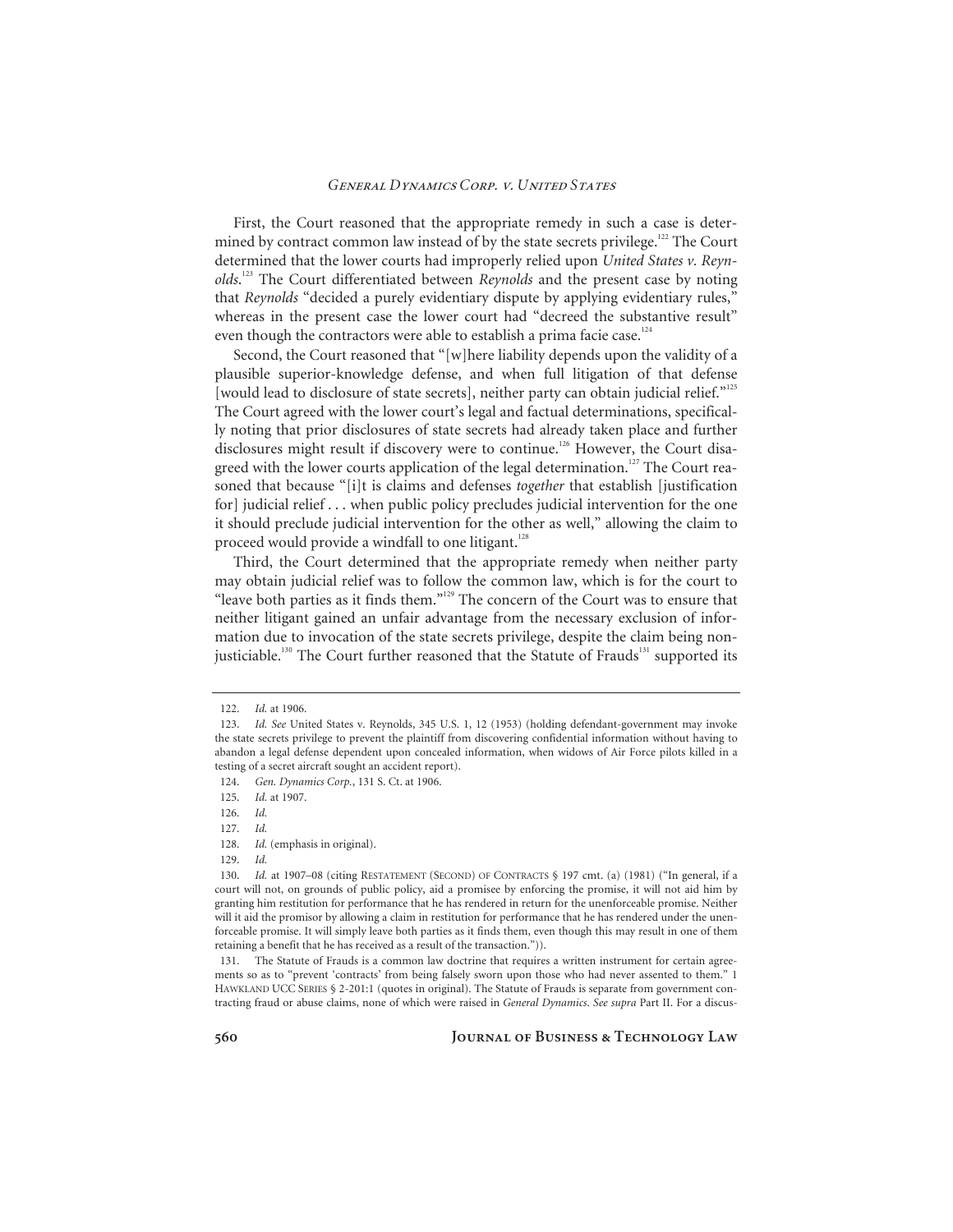First, the Court reasoned that the appropriate remedy in such a case is determined by contract common law instead of by the state secrets privilege.[122] The Court determined that the lower courts had improperly relied upon *United States v. Reynolds*.[123] The Court differentiated between *Reynolds* and the present case by noting that *Reynolds* "decided a purely evidentiary dispute by applying evidentiary rules," whereas in the present case the lower court had "decreed the substantive result" even though the contractors were able to establish a prima facie case.[124]

Second, the Court reasoned that "[w]here liability depends upon the validity of a plausible superior-knowledge defense, and when full litigation of that defense [would lead to disclosure of state secrets], neither party can obtain judicial relief."[125] The Court agreed with the lower court's legal and factual determinations, specifically noting that prior disclosures of state secrets had already taken place and further disclosures might result if discovery were to continue.[126] However, the Court disagreed with the lower courts application of the legal determination.[127] The Court reasoned that because "[i]t is claims and defenses *together* that establish [justification for] judicial relief . . . when public policy precludes judicial intervention for the one it should preclude judicial intervention for the other as well," allowing the claim to proceed would provide a windfall to one litigant.[128]

Third, the Court determined that the appropriate remedy when neither party may obtain judicial relief was to follow the common law, which is for the court to "leave both parties as it finds them."[129] The concern of the Court was to ensure that neither litigant gained an unfair advantage from the necessary exclusion of information due to invocation of the state secrets privilege, despite the claim being nonjusticiable.[130] The Court further reasoned that the Statute of Frauds[131] supported its

---

122. *Id.* at 1906.

123. *Id. See* United States v. Reynolds, 345 U.S. 1, 12 (1953) (holding defendant-government may invoke the state secrets privilege to prevent the plaintiff from discovering confidential information without having to abandon a legal defense dependent upon concealed information, when widows of Air Force pilots killed in a testing of a secret aircraft sought an accident report).

124. *Gen. Dynamics Corp.*, 131 S. Ct. at 1906.

125. *Id.* at 1907.

126. *Id.*

127. *Id.*

128. *Id.* (emphasis in original).

129. *Id.*

130. *Id.* at 1907–08 (citing RESTATEMENT (SECOND) OF CONTRACTS § 197 cmt. (a) (1981) ("In general, if a court will not, on grounds of public policy, aid a promisee by enforcing the promise, it will not aid him by granting him restitution for performance that he has rendered in return for the unenforceable promise. Neither will it aid the promisor by allowing a claim in restitution for performance that he has rendered under the unenforceable promise. It will simply leave both parties as it finds them, even though this may result in one of them retaining a benefit that he has received as a result of the transaction.")).

131. The Statute of Frauds is a common law doctrine that requires a written instrument for certain agreements so as to "prevent 'contracts' from being falsely sworn upon those who had never assented to them." 1 HAWKLAND UCC SERIES § 2-201:1 (quotes in original). The Statute of Frauds is separate from government contracting fraud or abuse claims, none of which were raised in *General Dynamics*. *See supra* Part II. For a discus-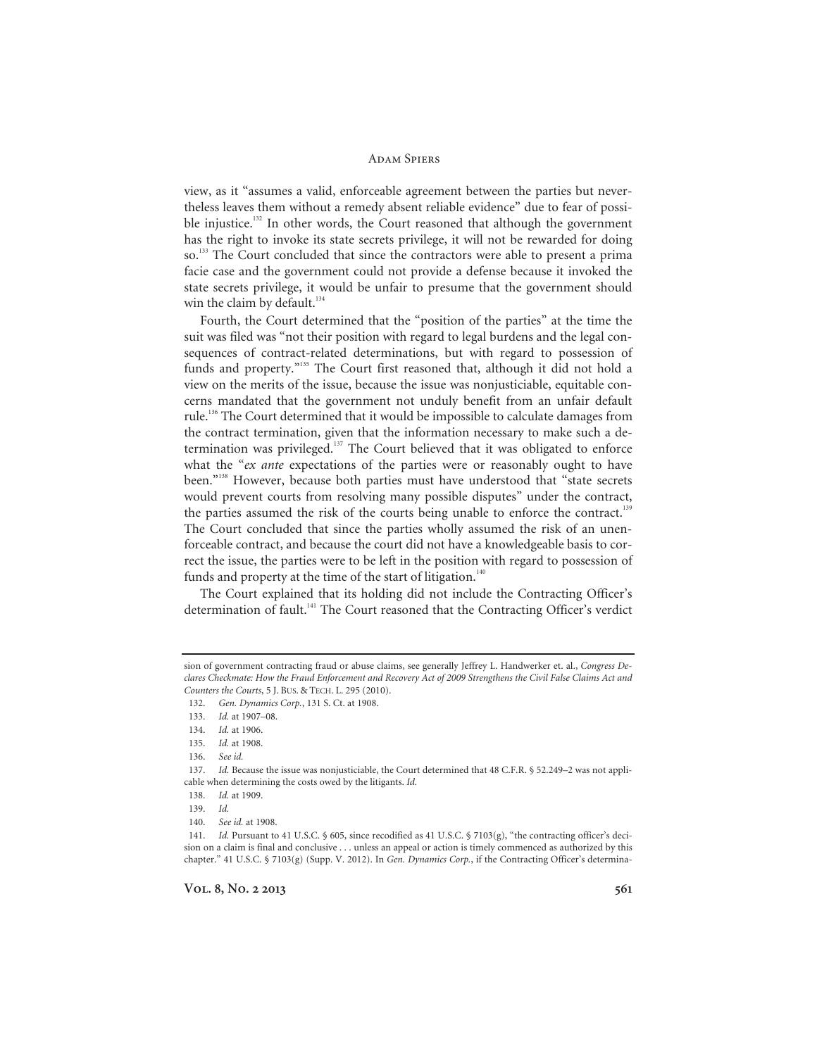view, as it "assumes a valid, enforceable agreement between the parties but nevertheless leaves them without a remedy absent reliable evidence" due to fear of possible injustice.[132] In other words, the Court reasoned that although the government has the right to invoke its state secrets privilege, it will not be rewarded for doing so.[133] The Court concluded that since the contractors were able to present a prima facie case and the government could not provide a defense because it invoked the state secrets privilege, it would be unfair to presume that the government should win the claim by default.[134]

Fourth, the Court determined that the "position of the parties" at the time the suit was filed was "not their position with regard to legal burdens and the legal consequences of contract-related determinations, but with regard to possession of funds and property."[135] The Court first reasoned that, although it did not hold a view on the merits of the issue, because the issue was nonjusticiable, equitable concerns mandated that the government not unduly benefit from an unfair default rule.[136] The Court determined that it would be impossible to calculate damages from the contract termination, given that the information necessary to make such a determination was privileged.[137] The Court believed that it was obligated to enforce what the "*ex ante* expectations of the parties were or reasonably ought to have been."[138] However, because both parties must have understood that "state secrets would prevent courts from resolving many possible disputes" under the contract, the parties assumed the risk of the courts being unable to enforce the contract.[139] The Court concluded that since the parties wholly assumed the risk of an unenforceable contract, and because the court did not have a knowledgeable basis to correct the issue, the parties were to be left in the position with regard to possession of funds and property at the time of the start of litigation.[140]

The Court explained that its holding did not include the Contracting Officer's determination of fault.[141] The Court reasoned that the Contracting Officer's verdict

---

sion of government contracting fraud or abuse claims, see generally Jeffrey L. Handwerker et. al., *Congress Declares Checkmate: How the Fraud Enforcement and Recovery Act of 2009 Strengthens the Civil False Claims Act and Counters the Courts*, 5 J. BUS. & TECH. L. 295 (2010).

132. *Gen. Dynamics Corp.*, 131 S. Ct. at 1908.

133. *Id.* at 1907–08.

134. *Id.* at 1906.

135. *Id.* at 1908.

136. *See id.*

137. *Id.* Because the issue was nonjusticiable, the Court determined that 48 C.F.R. § 52.249–2 was not applicable when determining the costs owed by the litigants. *Id.*

138. *Id.* at 1909.

139. *Id.*

140. *See id.* at 1908.

141. *Id.* Pursuant to 41 U.S.C. § 605, since recodified as 41 U.S.C. § 7103(g), "the contracting officer's decision on a claim is final and conclusive . . . unless an appeal or action is timely commenced as authorized by this chapter." 41 U.S.C. § 7103(g) (Supp. V. 2012). In *Gen. Dynamics Corp.*, if the Contracting Officer's determina-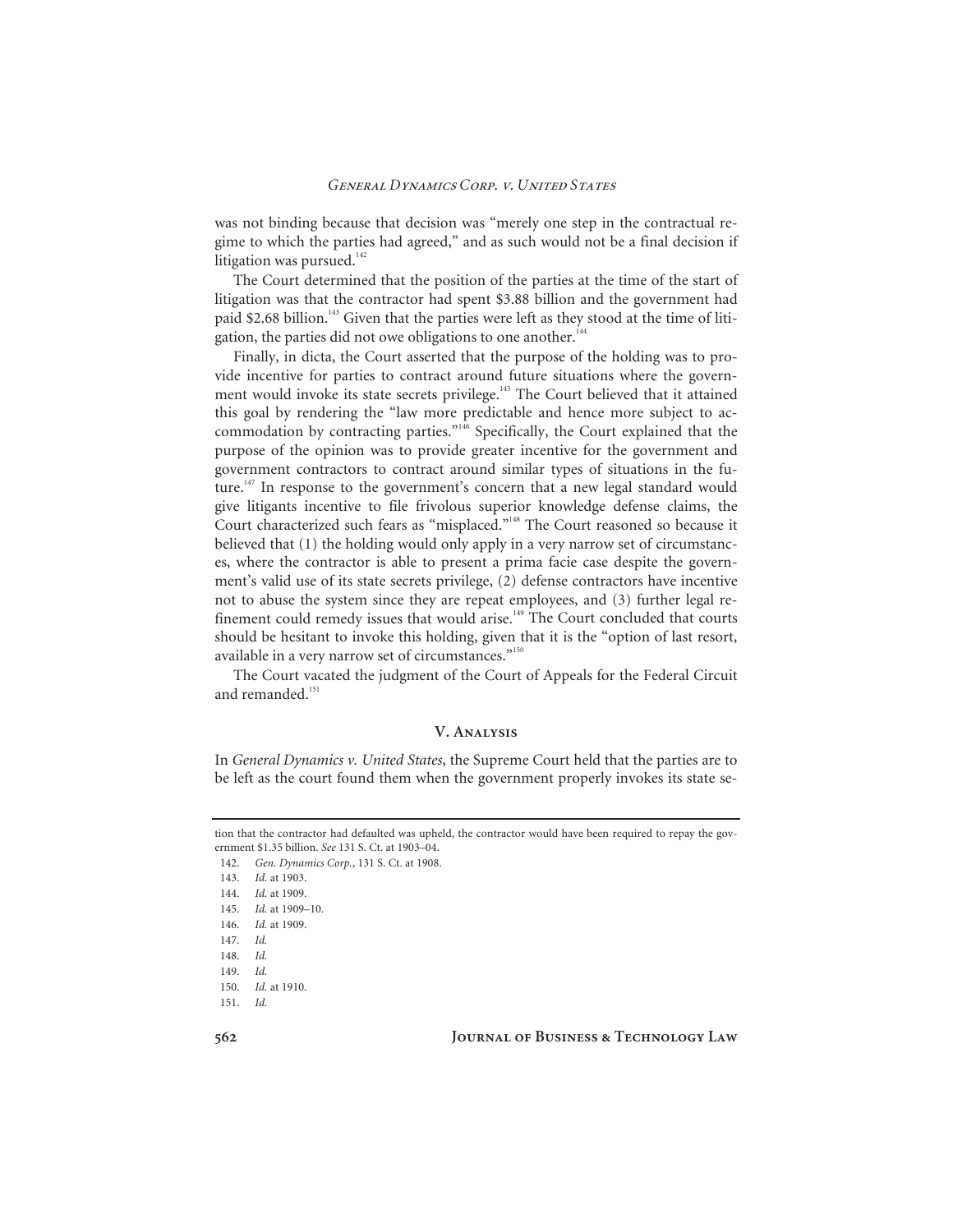was not binding because that decision was "merely one step in the contractual regime to which the parties had agreed," and as such would not be a final decision if litigation was pursued.[142]

The Court determined that the position of the parties at the time of the start of litigation was that the contractor had spent $3.88 billion and the government had paid $2.68 billion.[143] Given that the parties were left as they stood at the time of litigation, the parties did not owe obligations to one another.[144]

Finally, in dicta, the Court asserted that the purpose of the holding was to provide incentive for parties to contract around future situations where the government would invoke its state secrets privilege.[145] The Court believed that it attained this goal by rendering the "law more predictable and hence more subject to accommodation by contracting parties."[146] Specifically, the Court explained that the purpose of the opinion was to provide greater incentive for the government and government contractors to contract around similar types of situations in the future.[147] In response to the government's concern that a new legal standard would give litigants incentive to file frivolous superior knowledge defense claims, the Court characterized such fears as "misplaced."[148] The Court reasoned so because it believed that (1) the holding would only apply in a very narrow set of circumstances, where the contractor is able to present a prima facie case despite the government's valid use of its state secrets privilege, (2) defense contractors have incentive not to abuse the system since they are repeat employees, and (3) further legal refinement could remedy issues that would arise.[149] The Court concluded that courts should be hesitant to invoke this holding, given that it is the "option of last resort, available in a very narrow set of circumstances."[150]

The Court vacated the judgment of the Court of Appeals for the Federal Circuit and remanded.[151]

## V. Analysis

In *General Dynamics v. United States*, the Supreme Court held that the parties are to be left as the court found them when the government properly invokes its state se-

---

tion that the contractor had defaulted was upheld, the contractor would have been required to repay the government $1.35 billion. *See* 131 S. Ct. at 1903–04.

142. *Gen. Dynamics Corp.*, 131 S. Ct. at 1908.

143. *Id.* at 1903.

144. *Id.* at 1909.

145. *Id.* at 1909–10.

146. *Id.* at 1909.

147. *Id.*

148. *Id.*

149. *Id.*

150. *Id.* at 1910.

151. *Id.*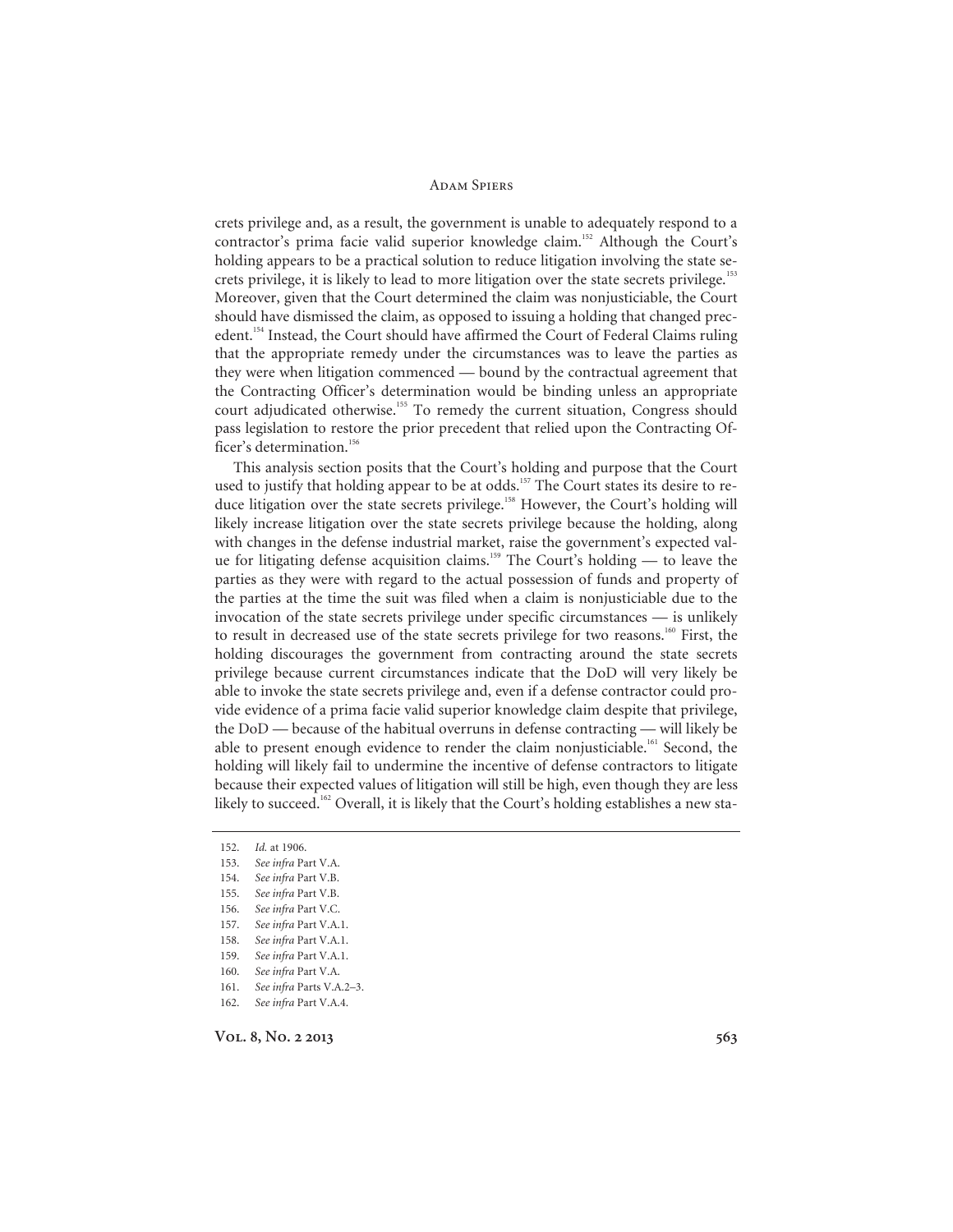crets privilege and, as a result, the government is unable to adequately respond to a contractor's prima facie valid superior knowledge claim.[152] Although the Court's holding appears to be a practical solution to reduce litigation involving the state secrets privilege, it is likely to lead to more litigation over the state secrets privilege.[153] Moreover, given that the Court determined the claim was nonjusticiable, the Court should have dismissed the claim, as opposed to issuing a holding that changed precedent.[154] Instead, the Court should have affirmed the Court of Federal Claims ruling that the appropriate remedy under the circumstances was to leave the parties as they were when litigation commenced — bound by the contractual agreement that the Contracting Officer's determination would be binding unless an appropriate court adjudicated otherwise.[155] To remedy the current situation, Congress should pass legislation to restore the prior precedent that relied upon the Contracting Officer's determination.[156]

This analysis section posits that the Court's holding and purpose that the Court used to justify that holding appear to be at odds.[157] The Court states its desire to reduce litigation over the state secrets privilege.[158] However, the Court's holding will likely increase litigation over the state secrets privilege because the holding, along with changes in the defense industrial market, raise the government's expected value for litigating defense acquisition claims.[159] The Court's holding — to leave the parties as they were with regard to the actual possession of funds and property of the parties at the time the suit was filed when a claim is nonjusticiable due to the invocation of the state secrets privilege under specific circumstances — is unlikely to result in decreased use of the state secrets privilege for two reasons.[160] First, the holding discourages the government from contracting around the state secrets privilege because current circumstances indicate that the DoD will very likely be able to invoke the state secrets privilege and, even if a defense contractor could provide evidence of a prima facie valid superior knowledge claim despite that privilege, the DoD — because of the habitual overruns in defense contracting — will likely be able to present enough evidence to render the claim nonjusticiable.[161] Second, the holding will likely fail to undermine the incentive of defense contractors to litigate because their expected values of litigation will still be high, even though they are less likely to succeed.[162] Overall, it is likely that the Court's holding establishes a new sta-

152. *Id.* at 1906.
153. *See infra* Part V.A.
154. *See infra* Part V.B.
155. *See infra* Part V.B.
156. *See infra* Part V.C.
157. *See infra* Part V.A.1.
158. *See infra* Part V.A.1.
159. *See infra* Part V.A.1.
160. *See infra* Part V.A.
161. *See infra* Parts V.A.2–3.
162. *See infra* Part V.A.4.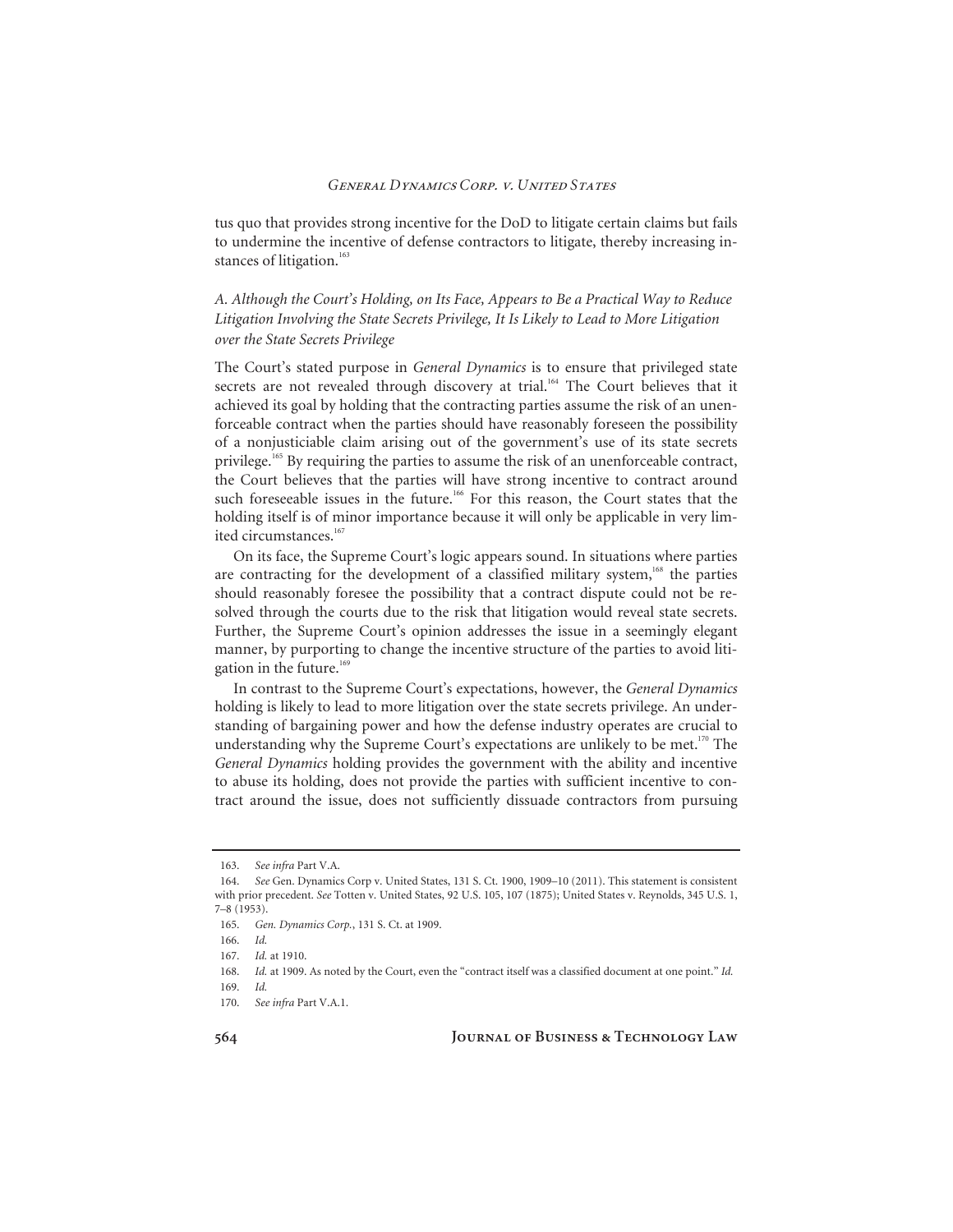tus quo that provides strong incentive for the DoD to litigate certain claims but fails to undermine the incentive of defense contractors to litigate, thereby increasing instances of litigation.[163]

### *A. Although the Court's Holding, on Its Face, Appears to Be a Practical Way to Reduce Litigation Involving the State Secrets Privilege, It Is Likely to Lead to More Litigation over the State Secrets Privilege*

The Court's stated purpose in *General Dynamics* is to ensure that privileged state secrets are not revealed through discovery at trial.[164] The Court believes that it achieved its goal by holding that the contracting parties assume the risk of an unenforceable contract when the parties should have reasonably foreseen the possibility of a nonjusticiable claim arising out of the government's use of its state secrets privilege.[165] By requiring the parties to assume the risk of an unenforceable contract, the Court believes that the parties will have strong incentive to contract around such foreseeable issues in the future.[166] For this reason, the Court states that the holding itself is of minor importance because it will only be applicable in very limited circumstances.[167]

On its face, the Supreme Court's logic appears sound. In situations where parties are contracting for the development of a classified military system,[168] the parties should reasonably foresee the possibility that a contract dispute could not be resolved through the courts due to the risk that litigation would reveal state secrets. Further, the Supreme Court's opinion addresses the issue in a seemingly elegant manner, by purporting to change the incentive structure of the parties to avoid litigation in the future.[169]

In contrast to the Supreme Court's expectations, however, the *General Dynamics* holding is likely to lead to more litigation over the state secrets privilege. An understanding of bargaining power and how the defense industry operates are crucial to understanding why the Supreme Court's expectations are unlikely to be met.[170] The *General Dynamics* holding provides the government with the ability and incentive to abuse its holding, does not provide the parties with sufficient incentive to contract around the issue, does not sufficiently dissuade contractors from pursuing

---

163. *See infra* Part V.A.

164. *See* Gen. Dynamics Corp v. United States, 131 S. Ct. 1900, 1909–10 (2011). This statement is consistent with prior precedent. *See* Totten v. United States, 92 U.S. 105, 107 (1875); United States v. Reynolds, 345 U.S. 1, 7–8 (1953).

165. *Gen. Dynamics Corp.*, 131 S. Ct. at 1909.

166. *Id.*

167. *Id.* at 1910.

168. *Id.* at 1909. As noted by the Court, even the "contract itself was a classified document at one point." *Id.*

169. *Id.*

170. *See infra* Part V.A.1.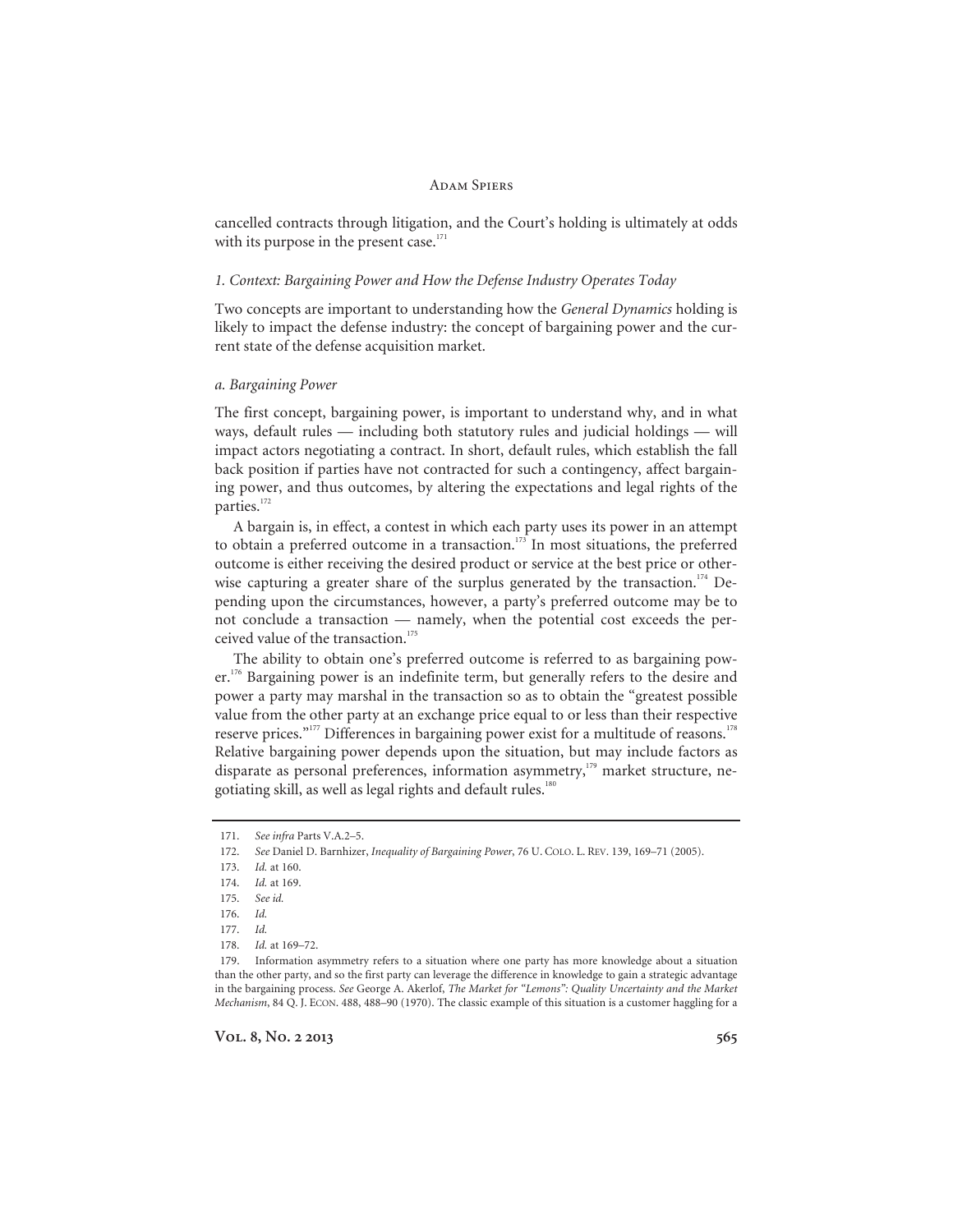cancelled contracts through litigation, and the Court's holding is ultimately at odds with its purpose in the present case.[171]

### 1. Context: Bargaining Power and How the Defense Industry Operates Today

Two concepts are important to understanding how the *General Dynamics* holding is likely to impact the defense industry: the concept of bargaining power and the current state of the defense acquisition market.

#### a. Bargaining Power

The first concept, bargaining power, is important to understand why, and in what ways, default rules — including both statutory rules and judicial holdings — will impact actors negotiating a contract. In short, default rules, which establish the fall back position if parties have not contracted for such a contingency, affect bargaining power, and thus outcomes, by altering the expectations and legal rights of the parties.[172]

A bargain is, in effect, a contest in which each party uses its power in an attempt to obtain a preferred outcome in a transaction.[173] In most situations, the preferred outcome is either receiving the desired product or service at the best price or otherwise capturing a greater share of the surplus generated by the transaction.[174] Depending upon the circumstances, however, a party's preferred outcome may be to not conclude a transaction — namely, when the potential cost exceeds the perceived value of the transaction.[175]

The ability to obtain one's preferred outcome is referred to as bargaining power.[176] Bargaining power is an indefinite term, but generally refers to the desire and power a party may marshal in the transaction so as to obtain the "greatest possible value from the other party at an exchange price equal to or less than their respective reserve prices."[177] Differences in bargaining power exist for a multitude of reasons.[178] Relative bargaining power depends upon the situation, but may include factors as disparate as personal preferences, information asymmetry,[179] market structure, negotiating skill, as well as legal rights and default rules.[180]

---

171. *See infra* Parts V.A.2–5.

172. *See* Daniel D. Barnhizer, *Inequality of Bargaining Power*, 76 U. COLO. L. REV. 139, 169–71 (2005).

173. *Id.* at 160.

174. *Id.* at 169.

175. *See id.*

176. *Id.*

177. *Id.*

178. *Id.* at 169–72.

179. Information asymmetry refers to a situation where one party has more knowledge about a situation than the other party, and so the first party can leverage the difference in knowledge to gain a strategic advantage in the bargaining process. *See* George A. Akerlof, *The Market for "Lemons": Quality Uncertainty and the Market Mechanism*, 84 Q. J. ECON. 488, 488–90 (1970). The classic example of this situation is a customer haggling for a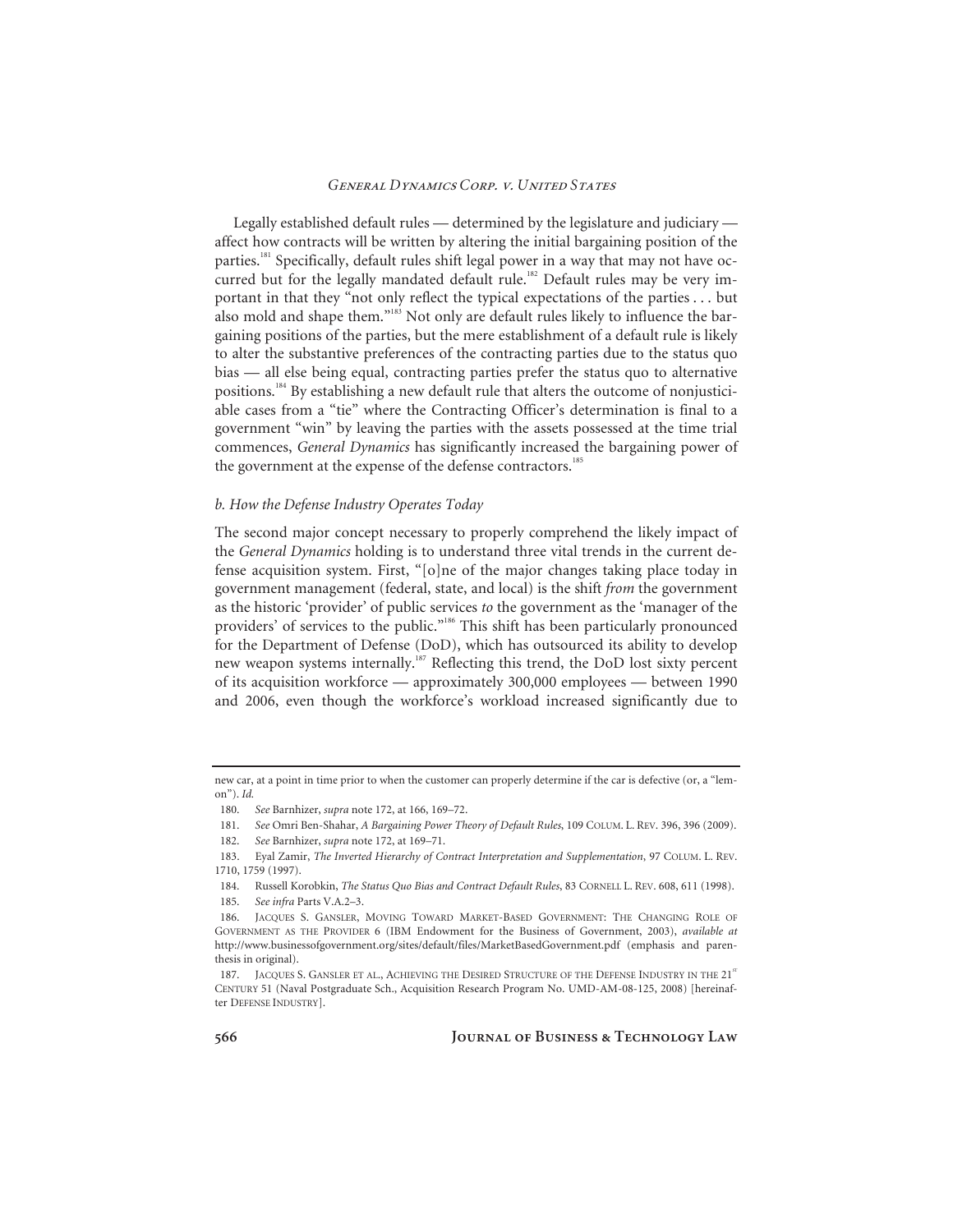Legally established default rules — determined by the legislature and judiciary — affect how contracts will be written by altering the initial bargaining position of the parties.[181] Specifically, default rules shift legal power in a way that may not have occurred but for the legally mandated default rule.[182] Default rules may be very important in that they "not only reflect the typical expectations of the parties . . . but also mold and shape them."[183] Not only are default rules likely to influence the bargaining positions of the parties, but the mere establishment of a default rule is likely to alter the substantive preferences of the contracting parties due to the status quo bias — all else being equal, contracting parties prefer the status quo to alternative positions.[184] By establishing a new default rule that alters the outcome of nonjusticiable cases from a "tie" where the Contracting Officer's determination is final to a government "win" by leaving the parties with the assets possessed at the time trial commences, *General Dynamics* has significantly increased the bargaining power of the government at the expense of the defense contractors.[185]

### *b. How the Defense Industry Operates Today*

The second major concept necessary to properly comprehend the likely impact of the *General Dynamics* holding is to understand three vital trends in the current defense acquisition system. First, "[o]ne of the major changes taking place today in government management (federal, state, and local) is the shift *from* the government as the historic 'provider' of public services *to* the government as the 'manager of the providers' of services to the public."[186] This shift has been particularly pronounced for the Department of Defense (DoD), which has outsourced its ability to develop new weapon systems internally.[187] Reflecting this trend, the DoD lost sixty percent of its acquisition workforce — approximately 300,000 employees — between 1990 and 2006, even though the workforce's workload increased significantly due to

---

new car, at a point in time prior to when the customer can properly determine if the car is defective (or, a "lemon"). *Id.*

180. *See* Barnhizer, *supra* note 172, at 166, 169–72.

181. *See* Omri Ben-Shahar, *A Bargaining Power Theory of Default Rules*, 109 COLUM. L. REV. 396, 396 (2009).

182. *See* Barnhizer, *supra* note 172, at 169–71.

183. Eyal Zamir, *The Inverted Hierarchy of Contract Interpretation and Supplementation*, 97 COLUM. L. REV. 1710, 1759 (1997).

184. Russell Korobkin, *The Status Quo Bias and Contract Default Rules*, 83 CORNELL L. REV. 608, 611 (1998).

185. *See infra* Parts V.A.2–3.

186. JACQUES S. GANSLER, MOVING TOWARD MARKET-BASED GOVERNMENT: THE CHANGING ROLE OF GOVERNMENT AS THE PROVIDER 6 (IBM Endowment for the Business of Government, 2003), *available at* http://www.businessofgovernment.org/sites/default/files/MarketBasedGovernment.pdf (emphasis and parenthesis in original).

187. JACQUES S. GANSLER ET AL., ACHIEVING THE DESIRED STRUCTURE OF THE DEFENSE INDUSTRY IN THE 21ST CENTURY 51 (Naval Postgraduate Sch., Acquisition Research Program No. UMD-AM-08-125, 2008) [hereinafter DEFENSE INDUSTRY].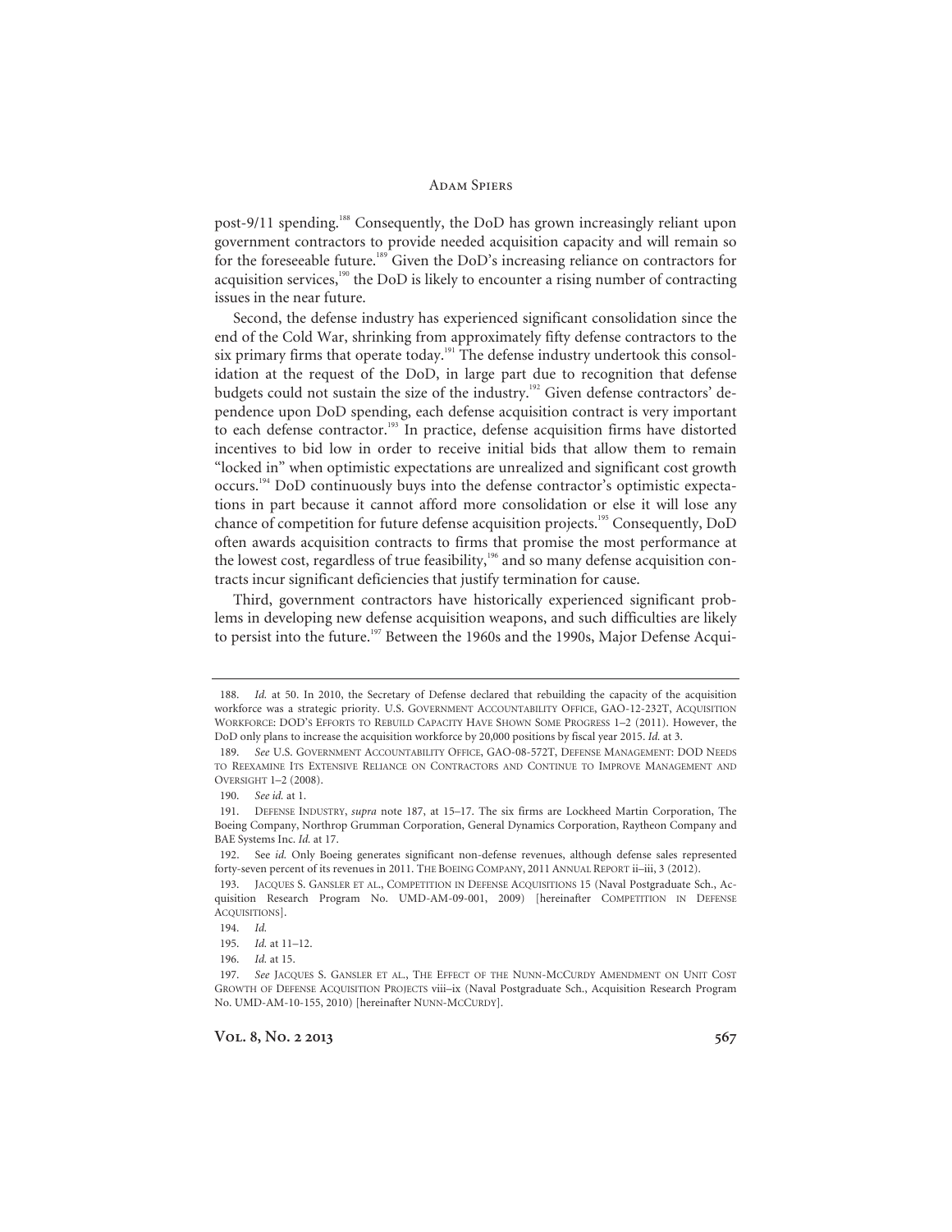post-9/11 spending.[188] Consequently, the DoD has grown increasingly reliant upon government contractors to provide needed acquisition capacity and will remain so for the foreseeable future.[189] Given the DoD's increasing reliance on contractors for acquisition services,[190] the DoD is likely to encounter a rising number of contracting issues in the near future.

Second, the defense industry has experienced significant consolidation since the end of the Cold War, shrinking from approximately fifty defense contractors to the six primary firms that operate today.[191] The defense industry undertook this consolidation at the request of the DoD, in large part due to recognition that defense budgets could not sustain the size of the industry.[192] Given defense contractors' dependence upon DoD spending, each defense acquisition contract is very important to each defense contractor.[193] In practice, defense acquisition firms have distorted incentives to bid low in order to receive initial bids that allow them to remain "locked in" when optimistic expectations are unrealized and significant cost growth occurs.[194] DoD continuously buys into the defense contractor's optimistic expectations in part because it cannot afford more consolidation or else it will lose any chance of competition for future defense acquisition projects.[195] Consequently, DoD often awards acquisition contracts to firms that promise the most performance at the lowest cost, regardless of true feasibility,[196] and so many defense acquisition contracts incur significant deficiencies that justify termination for cause.

Third, government contractors have historically experienced significant problems in developing new defense acquisition weapons, and such difficulties are likely to persist into the future.[197] Between the 1960s and the 1990s, Major Defense Acqui-

---

188. *Id.* at 50. In 2010, the Secretary of Defense declared that rebuilding the capacity of the acquisition workforce was a strategic priority. U.S. GOVERNMENT ACCOUNTABILITY OFFICE, GAO-12-232T, ACQUISITION WORKFORCE: DOD'S EFFORTS TO REBUILD CAPACITY HAVE SHOWN SOME PROGRESS 1–2 (2011). *Id.* at 3. However, the DoD only plans to increase the acquisition workforce by 20,000 positions by fiscal year 2015. *Id.* at 3.

189. *See* U.S. GOVERNMENT ACCOUNTABILITY OFFICE, GAO-08-572T, DEFENSE MANAGEMENT: DOD NEEDS TO REEXAMINE ITS EXTENSIVE RELIANCE ON CONTRACTORS AND CONTINUE TO IMPROVE MANAGEMENT AND OVERSIGHT 1–2 (2008).

190. *See id.* at 1.

191. DEFENSE INDUSTRY, *supra* note 187, at 15–17. The six firms are Lockheed Martin Corporation, The Boeing Company, Northrop Grumman Corporation, General Dynamics Corporation, Raytheon Company and BAE Systems Inc. *Id.* at 17.

192. See *id.* Only Boeing generates significant non-defense revenues, although defense sales represented forty-seven percent of its revenues in 2011. THE BOEING COMPANY, 2011 ANNUAL REPORT ii–iii, 3 (2012).

193. JACQUES S. GANSLER ET AL., COMPETITION IN DEFENSE ACQUISITIONS 15 (Naval Postgraduate Sch., Acquisition Research Program No. UMD-AM-09-001, 2009) [hereinafter COMPETITION IN DEFENSE ACQUISITIONS].

194. *Id.*

195. *Id.* at 11–12.

196. *Id.* at 15.

197. *See* JACQUES S. GANSLER ET AL., THE EFFECT OF THE NUNN-MCCURDY AMENDMENT ON UNIT COST GROWTH OF DEFENSE ACQUISITION PROJECTS viii–ix (Naval Postgraduate Sch., Acquisition Research Program No. UMD-AM-10-155, 2010) [hereinafter NUNN-MCCURDY].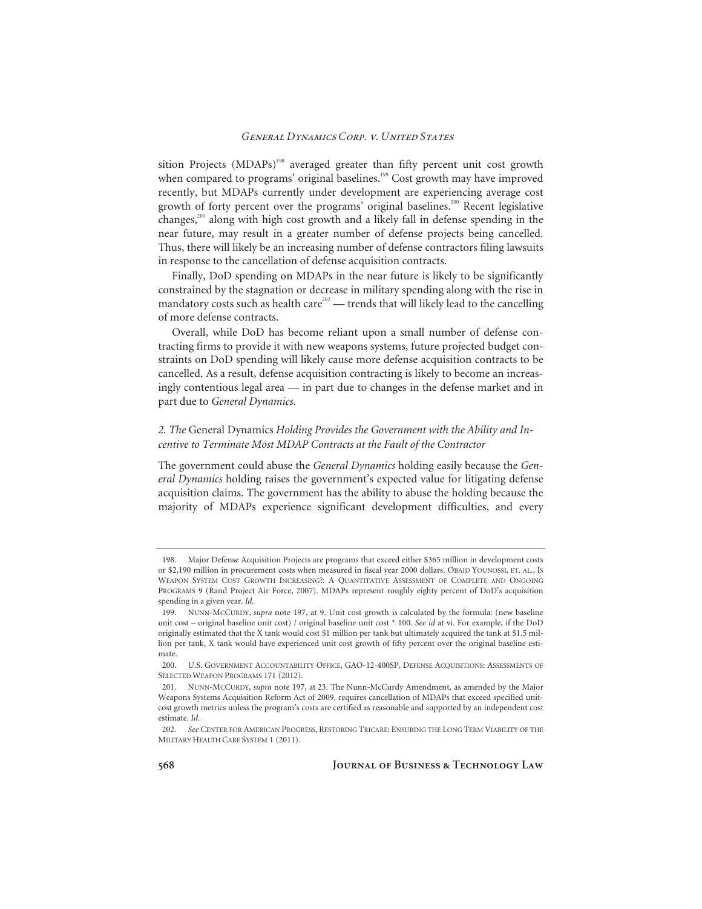sition Projects (MDAPs)[198] averaged greater than fifty percent unit cost growth when compared to programs' original baselines.[199] Cost growth may have improved recently, but MDAPs currently under development are experiencing average cost growth of forty percent over the programs' original baselines.[200] Recent legislative changes,[201] along with high cost growth and a likely fall in defense spending in the near future, may result in a greater number of defense projects being cancelled. Thus, there will likely be an increasing number of defense contractors filing lawsuits in response to the cancellation of defense acquisition contracts.

Finally, DoD spending on MDAPs in the near future is likely to be significantly constrained by the stagnation or decrease in military spending along with the rise in mandatory costs such as health care[202] — trends that will likely lead to the cancelling of more defense contracts.

Overall, while DoD has become reliant upon a small number of defense contracting firms to provide it with new weapons systems, future projected budget constraints on DoD spending will likely cause more defense acquisition contracts to be cancelled. As a result, defense acquisition contracting is likely to become an increasingly contentious legal area — in part due to changes in the defense market and in part due to *General Dynamics*.

### *2. The* General Dynamics *Holding Provides the Government with the Ability and Incentive to Terminate Most MDAP Contracts at the Fault of the Contractor*

The government could abuse the *General Dynamics* holding easily because the *General Dynamics* holding raises the government's expected value for litigating defense acquisition claims. The government has the ability to abuse the holding because the majority of MDAPs experience significant development difficulties, and every

---

198. Major Defense Acquisition Projects are programs that exceed either $365 million in development costs or $2,190 million in procurement costs when measured in fiscal year 2000 dollars. OBAID YOUNOSSI, ET. AL., IS WEAPON SYSTEM COST GROWTH INCREASING?: A QUANTITATIVE ASSESSMENT OF COMPLETE AND ONGOING PROGRAMS 9 (Rand Project Air Force, 2007). MDAPs represent roughly eighty percent of DoD's acquisition spending in a given year. *Id.*

199. NUNN-MCCURDY, *supra* note 197, at 9. Unit cost growth is calculated by the formula: (new baseline unit cost – original baseline unit cost) / original baseline unit cost * 100. *See id* at vi. For example, if the DoD originally estimated that the X tank would cost $1 million per tank but ultimately acquired the tank at $1.5 million per tank, X tank would have experienced unit cost growth of fifty percent over the original baseline estimate.

200. U.S. GOVERNMENT ACCOUNTABILITY OFFICE, GAO-12-400SP, DEFENSE ACQUISITIONS: ASSESSMENTS OF SELECTED WEAPON PROGRAMS 171 (2012).

201. NUNN-MCCURDY, *supra* note 197, at 23. The Nunn-McCurdy Amendment, as amended by the Major Weapons Systems Acquisition Reform Act of 2009, requires cancellation of MDAPs that exceed specified unit-cost growth metrics unless the program's costs are certified as reasonable and supported by an independent cost estimate. *Id.*

202. *See* CENTER FOR AMERICAN PROGRESS, RESTORING TRICARE: ENSURING THE LONG TERM VIABILITY OF THE MILITARY HEALTH CARE SYSTEM 1 (2011).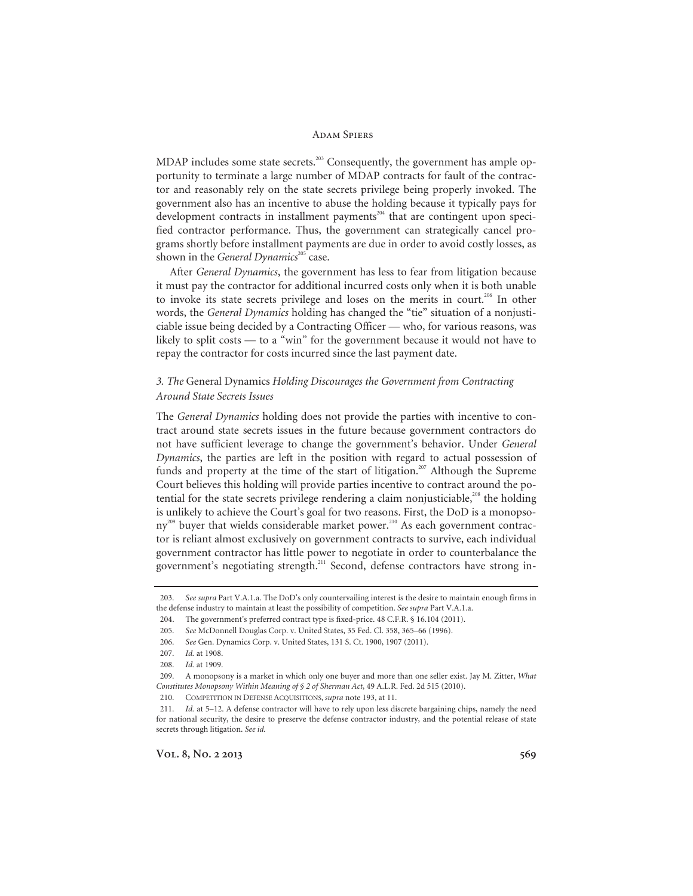MDAP includes some state secrets.[203] Consequently, the government has ample opportunity to terminate a large number of MDAP contracts for fault of the contractor and reasonably rely on the state secrets privilege being properly invoked. The government also has an incentive to abuse the holding because it typically pays for development contracts in installment payments[204] that are contingent upon specified contractor performance. Thus, the government can strategically cancel programs shortly before installment payments are due in order to avoid costly losses, as shown in the *General Dynamics*[205] case.

After *General Dynamics*, the government has less to fear from litigation because it must pay the contractor for additional incurred costs only when it is both unable to invoke its state secrets privilege and loses on the merits in court.[206] In other words, the *General Dynamics* holding has changed the "tie" situation of a nonjusticiable issue being decided by a Contracting Officer — who, for various reasons, was likely to split costs — to a "win" for the government because it would not have to repay the contractor for costs incurred since the last payment date.

### *3. The* General Dynamics *Holding Discourages the Government from Contracting Around State Secrets Issues*

The *General Dynamics* holding does not provide the parties with incentive to contract around state secrets issues in the future because government contractors do not have sufficient leverage to change the government's behavior. Under *General Dynamics*, the parties are left in the position with regard to actual possession of funds and property at the time of the start of litigation.[207] Although the Supreme Court believes this holding will provide parties incentive to contract around the potential for the state secrets privilege rendering a claim nonjusticiable,[208] the holding is unlikely to achieve the Court's goal for two reasons. First, the DoD is a monopsony[209] buyer that wields considerable market power.[210] As each government contractor is reliant almost exclusively on government contracts to survive, each individual government contractor has little power to negotiate in order to counterbalance the government's negotiating strength.[211] Second, defense contractors have strong in-

---

203. *See supra* Part V.A.1.a. The DoD's only countervailing interest is the desire to maintain enough firms in the defense industry to maintain at least the possibility of competition. *See supra* Part V.A.1.a.

204. The government's preferred contract type is fixed-price. 48 C.F.R. § 16.104 (2011).

205. *See* McDonnell Douglas Corp. v. United States, 35 Fed. Cl. 358, 365–66 (1996).

206. *See* Gen. Dynamics Corp. v. United States, 131 S. Ct. 1900, 1907 (2011).

207. *Id.* at 1908.

208. *Id.* at 1909.

209. A monopsony is a market in which only one buyer and more than one seller exist. Jay M. Zitter, *What Constitutes Monopsony Within Meaning of § 2 of Sherman Act*, 49 A.L.R. Fed. 2d 515 (2010).

210. COMPETITION IN DEFENSE ACQUISITIONS, *supra* note 193, at 11.

211. *Id.* at 5–12. A defense contractor will have to rely upon less discrete bargaining chips, namely the need for national security, the desire to preserve the defense contractor industry, and the potential release of state secrets through litigation. *See id.*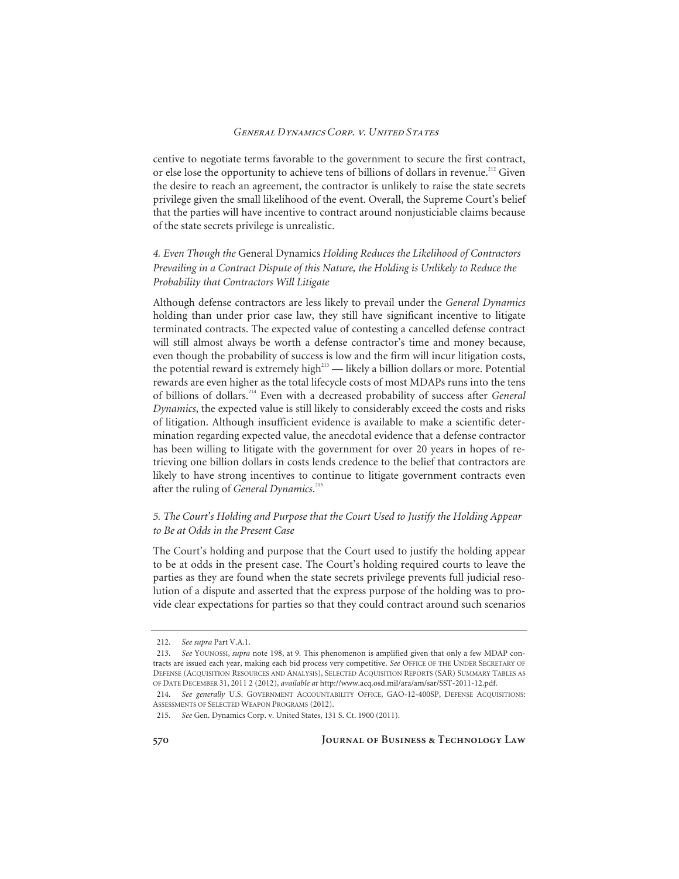centive to negotiate terms favorable to the government to secure the first contract, or else lose the opportunity to achieve tens of billions of dollars in revenue.[212] Given the desire to reach an agreement, the contractor is unlikely to raise the state secrets privilege given the small likelihood of the event. Overall, the Supreme Court's belief that the parties will have incentive to contract around nonjusticiable claims because of the state secrets privilege is unrealistic.

#### *4. Even Though the* General Dynamics *Holding Reduces the Likelihood of Contractors Prevailing in a Contract Dispute of this Nature, the Holding is Unlikely to Reduce the Probability that Contractors Will Litigate*

Although defense contractors are less likely to prevail under the *General Dynamics* holding than under prior case law, they still have significant incentive to litigate terminated contracts. The expected value of contesting a cancelled defense contract will still almost always be worth a defense contractor's time and money because, even though the probability of success is low and the firm will incur litigation costs, the potential reward is extremely high[213] — likely a billion dollars or more. Potential rewards are even higher as the total lifecycle costs of most MDAPs runs into the tens of billions of dollars.[214] Even with a decreased probability of success after *General Dynamics*, the expected value is still likely to considerably exceed the costs and risks of litigation. Although insufficient evidence is available to make a scientific determination regarding expected value, the anecdotal evidence that a defense contractor has been willing to litigate with the government for over 20 years in hopes of retrieving one billion dollars in costs lends credence to the belief that contractors are likely to have strong incentives to continue to litigate government contracts even after the ruling of *General Dynamics*.[215]

#### *5. The Court's Holding and Purpose that the Court Used to Justify the Holding Appear to Be at Odds in the Present Case*

The Court's holding and purpose that the Court used to justify the holding appear to be at odds in the present case. The Court's holding required courts to leave the parties as they are found when the state secrets privilege prevents full judicial resolution of a dispute and asserted that the express purpose of the holding was to provide clear expectations for parties so that they could contract around such scenarios

---

212. *See supra* Part V.A.1.

213. *See* YOUNOSSI, *supra* note 198, at 9. This phenomenon is amplified given that only a few MDAP contracts are issued each year, making each bid process very competitive. *See* OFFICE OF THE UNDER SECRETARY OF DEFENSE (ACQUISITION RESOURCES AND ANALYSIS), SELECTED ACQUISITION REPORTS (SAR) SUMMARY TABLES AS OF DATE DECEMBER 31, 2011 2 (2012), *available at* http://www.acq.osd.mil/ara/am/sar/SST-2011-12.pdf.

214. *See generally* U.S. GOVERNMENT ACCOUNTABILITY OFFICE, GAO-12-400SP, DEFENSE ACQUISITIONS: ASSESSMENTS OF SELECTED WEAPON PROGRAMS (2012).

215. *See* Gen. Dynamics Corp. v. United States, 131 S. Ct. 1900 (2011).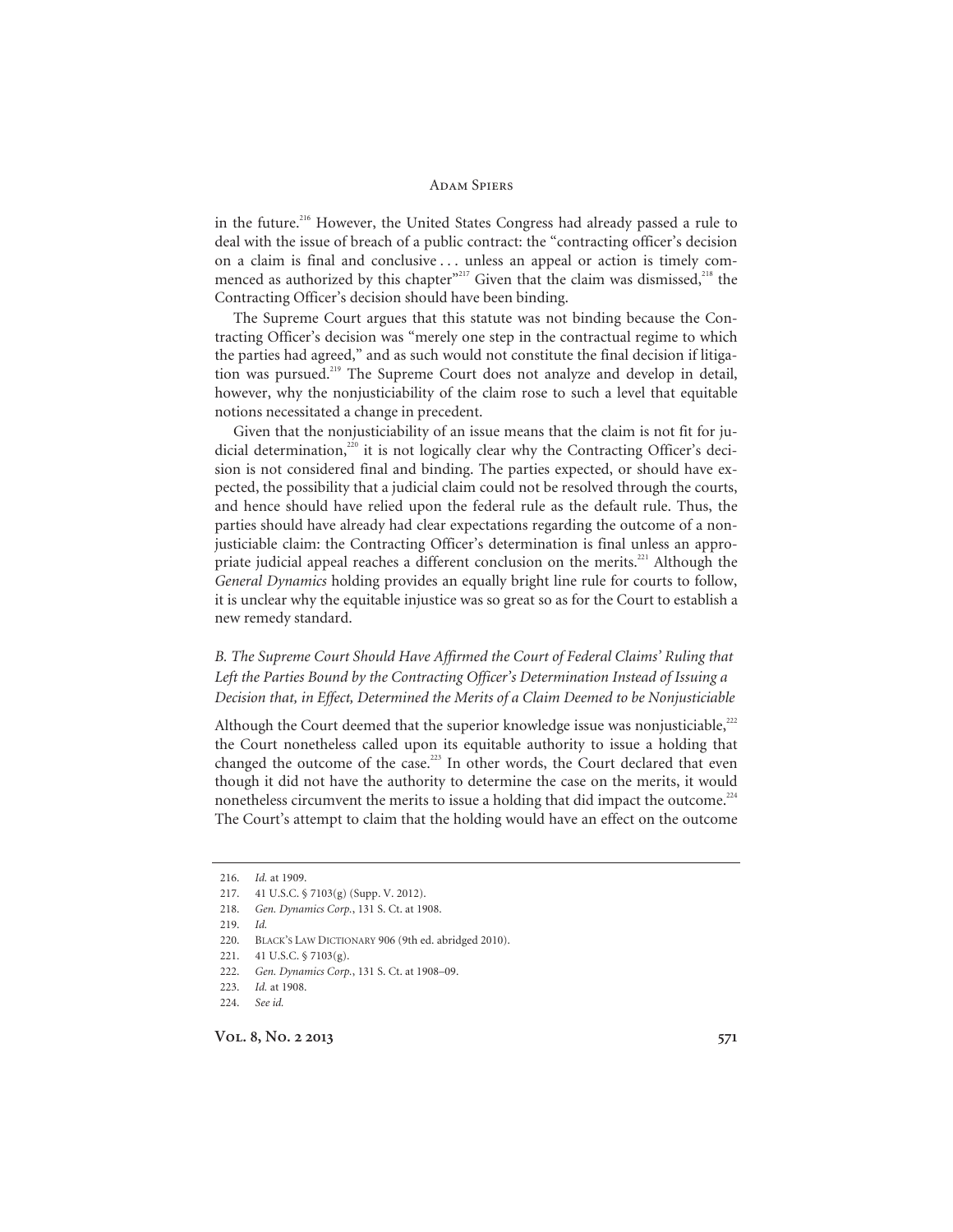in the future.[216] However, the United States Congress had already passed a rule to deal with the issue of breach of a public contract: the "contracting officer's decision on a claim is final and conclusive . . . unless an appeal or action is timely commenced as authorized by this chapter"[217] Given that the claim was dismissed,[218] the Contracting Officer's decision should have been binding.

The Supreme Court argues that this statute was not binding because the Contracting Officer's decision was "merely one step in the contractual regime to which the parties had agreed," and as such would not constitute the final decision if litigation was pursued.[219] The Supreme Court does not analyze and develop in detail, however, why the nonjusticiability of the claim rose to such a level that equitable notions necessitated a change in precedent.

Given that the nonjusticiability of an issue means that the claim is not fit for judicial determination,[220] it is not logically clear why the Contracting Officer's decision is not considered final and binding. The parties expected, or should have expected, the possibility that a judicial claim could not be resolved through the courts, and hence should have relied upon the federal rule as the default rule. Thus, the parties should have already had clear expectations regarding the outcome of a nonjusticiable claim: the Contracting Officer's determination is final unless an appropriate judicial appeal reaches a different conclusion on the merits.[221] Although the *General Dynamics* holding provides an equally bright line rule for courts to follow, it is unclear why the equitable injustice was so great so as for the Court to establish a new remedy standard.

### *B. The Supreme Court Should Have Affirmed the Court of Federal Claims' Ruling that Left the Parties Bound by the Contracting Officer's Determination Instead of Issuing a Decision that, in Effect, Determined the Merits of a Claim Deemed to be Nonjusticiable*

Although the Court deemed that the superior knowledge issue was nonjusticiable,[222] the Court nonetheless called upon its equitable authority to issue a holding that changed the outcome of the case.[223] In other words, the Court declared that even though it did not have the authority to determine the case on the merits, it would nonetheless circumvent the merits to issue a holding that did impact the outcome.[224] The Court's attempt to claim that the holding would have an effect on the outcome

---

216. *Id.* at 1909.
217. 41 U.S.C. § 7103(g) (Supp. V. 2012).
218. *Gen. Dynamics Corp.*, 131 S. Ct. at 1908.
219. *Id.*
220. BLACK'S LAW DICTIONARY 906 (9th ed. abridged 2010).
221. 41 U.S.C. § 7103(g).
222. *Gen. Dynamics Corp.*, 131 S. Ct. at 1908–09.
223. *Id.* at 1908.
224. *See id.*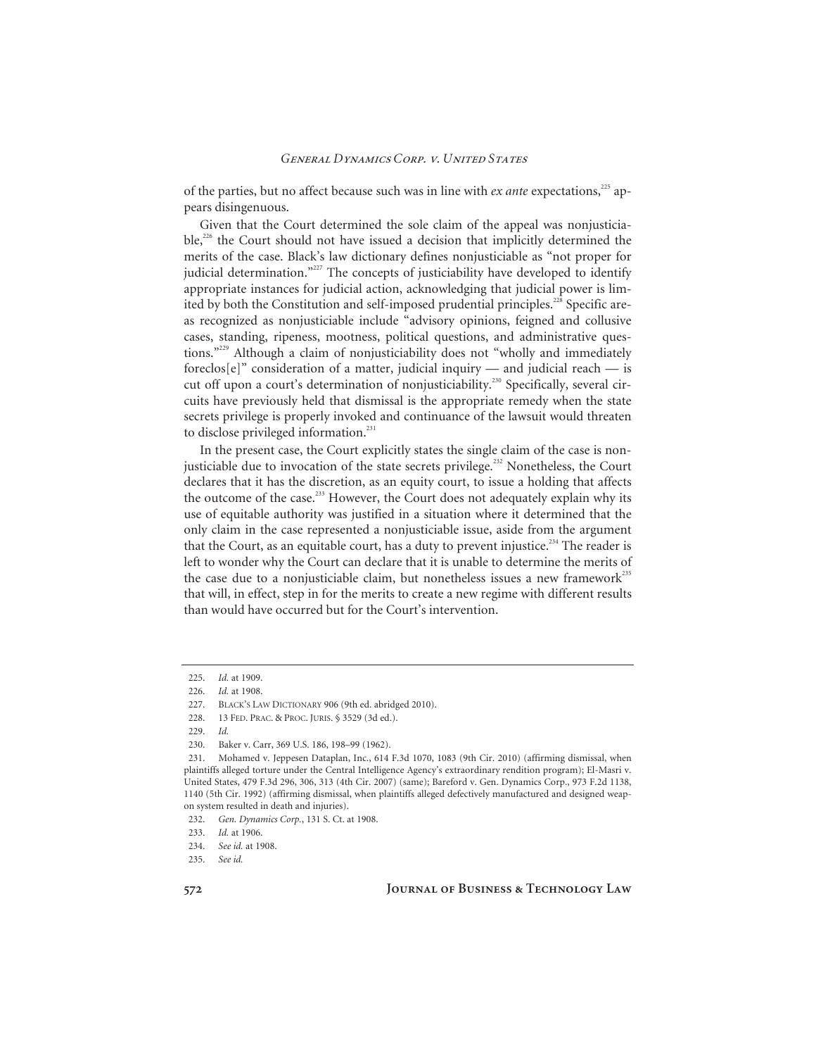of the parties, but no affect because such was in line with *ex ante* expectations,[225] appears disingenuous.

Given that the Court determined the sole claim of the appeal was nonjusticiable,[226] the Court should not have issued a decision that implicitly determined the merits of the case. Black's law dictionary defines nonjusticiable as "not proper for judicial determination."[227] The concepts of justiciability have developed to identify appropriate instances for judicial action, acknowledging that judicial power is limited by both the Constitution and self-imposed prudential principles.[228] Specific areas recognized as nonjusticiable include "advisory opinions, feigned and collusive cases, standing, ripeness, mootness, political questions, and administrative questions."[229] Although a claim of nonjusticiability does not "wholly and immediately foreclos[e]" consideration of a matter, judicial inquiry — and judicial reach — is cut off upon a court's determination of nonjusticiability.[230] Specifically, several circuits have previously held that dismissal is the appropriate remedy when the state secrets privilege is properly invoked and continuance of the lawsuit would threaten to disclose privileged information.[231]

In the present case, the Court explicitly states the single claim of the case is nonjusticiable due to invocation of the state secrets privilege.[232] Nonetheless, the Court declares that it has the discretion, as an equity court, to issue a holding that affects the outcome of the case.[233] However, the Court does not adequately explain why its use of equitable authority was justified in a situation where it determined that the only claim in the case represented a nonjusticiable issue, aside from the argument that the Court, as an equitable court, has a duty to prevent injustice.[234] The reader is left to wonder why the Court can declare that it is unable to determine the merits of the case due to a nonjusticiable claim, but nonetheless issues a new framework[235] that will, in effect, step in for the merits to create a new regime with different results than would have occurred but for the Court's intervention.

---

225. *Id.* at 1909.

226. *Id.* at 1908.

227. BLACK'S LAW DICTIONARY 906 (9th ed. abridged 2010).

228. 13 FED. PRAC. & PROC. JURIS. § 3529 (3d ed.).

229. *Id.*

230. Baker v. Carr, 369 U.S. 186, 198–99 (1962).

231. Mohamed v. Jeppesen Dataplan, Inc., 614 F.3d 1070, 1083 (9th Cir. 2010) (affirming dismissal, when plaintiffs alleged torture under the Central Intelligence Agency's extraordinary rendition program); El-Masri v. United States, 479 F.3d 296, 306, 313 (4th Cir. 2007) (same); Bareford v. Gen. Dynamics Corp., 973 F.2d 1138, 1140 (5th Cir. 1992) (affirming dismissal, when plaintiffs alleged defectively manufactured and designed weapon system resulted in death and injuries).

232. *Gen. Dynamics Corp.*, 131 S. Ct. at 1908.

233. *Id.* at 1906.

234. *See id.* at 1908.

235. *See id.*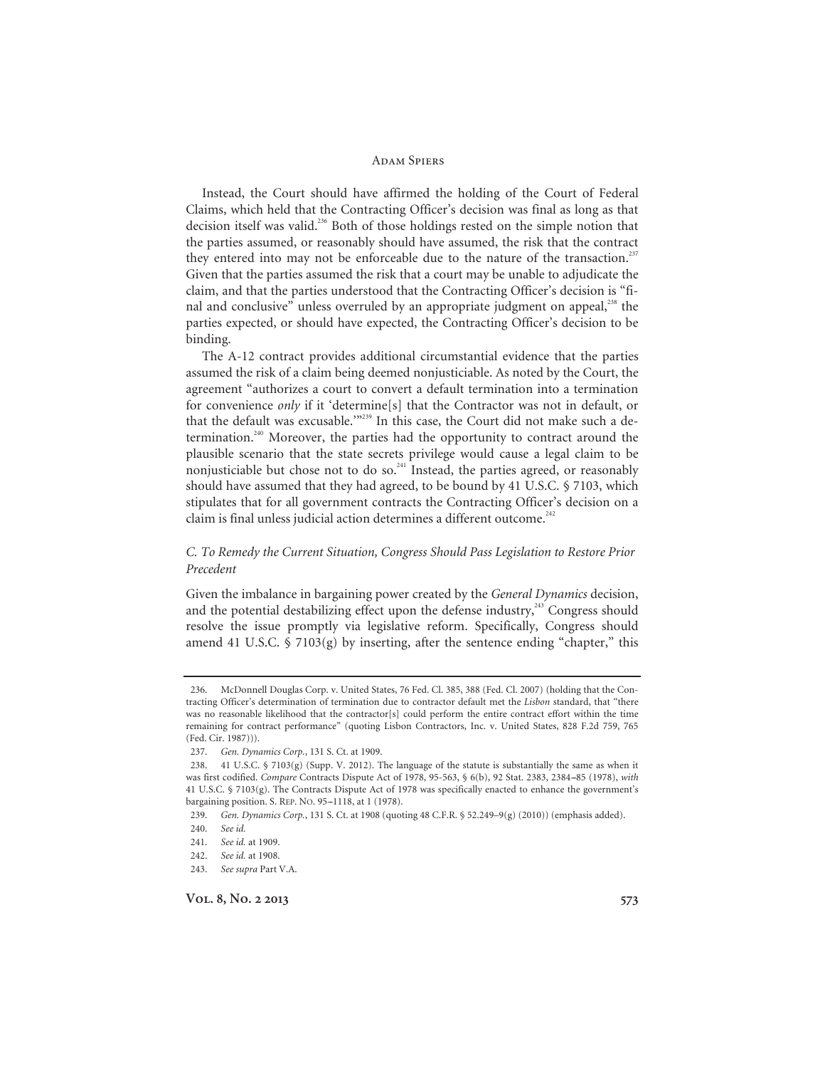Instead, the Court should have affirmed the holding of the Court of Federal Claims, which held that the Contracting Officer's decision was final as long as that decision itself was valid.[236] Both of those holdings rested on the simple notion that the parties assumed, or reasonably should have assumed, the risk that the contract they entered into may not be enforceable due to the nature of the transaction.[237] Given that the parties assumed the risk that a court may be unable to adjudicate the claim, and that the parties understood that the Contracting Officer's decision is "final and conclusive" unless overruled by an appropriate judgment on appeal,[238] the parties expected, or should have expected, the Contracting Officer's decision to be binding.

The A-12 contract provides additional circumstantial evidence that the parties assumed the risk of a claim being deemed nonjusticiable. As noted by the Court, the agreement "authorizes a court to convert a default termination into a termination for convenience *only* if it 'determine[s] that the Contractor was not in default, or that the default was excusable.'"[239] In this case, the Court did not make such a determination.[240] Moreover, the parties had the opportunity to contract around the plausible scenario that the state secrets privilege would cause a legal claim to be nonjusticiable but chose not to do so.[241] Instead, the parties agreed, or reasonably should have assumed that they had agreed, to be bound by 41 U.S.C. § 7103, which stipulates that for all government contracts the Contracting Officer's decision on a claim is final unless judicial action determines a different outcome.[242]

### *C. To Remedy the Current Situation, Congress Should Pass Legislation to Restore Prior Precedent*

Given the imbalance in bargaining power created by the *General Dynamics* decision, and the potential destabilizing effect upon the defense industry,[243] Congress should resolve the issue promptly via legislative reform. Specifically, Congress should amend 41 U.S.C. § 7103(g) by inserting, after the sentence ending "chapter," this

---

236. McDonnell Douglas Corp. v. United States, 76 Fed. Cl. 385, 388 (Fed. Cl. 2007) (holding that the Contracting Officer's determination of termination due to contractor default met the *Lisbon* standard, that "there was no reasonable likelihood that the contractor[s] could perform the entire contract effort within the time remaining for contract performance" (quoting Lisbon Contractors, Inc. v. United States, 828 F.2d 759, 765 (Fed. Cir. 1987))).

237. *Gen. Dynamics Corp.*, 131 S. Ct. at 1909.

238. 41 U.S.C. § 7103(g) (Supp. V. 2012). The language of the statute is substantially the same as when it was first codified. *Compare* Contracts Dispute Act of 1978, 95-563, § 6(b), 92 Stat. 2383, 2384–85 (1978), *with* 41 U.S.C. § 7103(g). The Contracts Dispute Act of 1978 was specifically enacted to enhance the government's bargaining position. S. REP. NO. 95–1118, at 1 (1978).

239. *Gen. Dynamics Corp.*, 131 S. Ct. at 1908 (quoting 48 C.F.R. § 52.249–9(g) (2010)) (emphasis added).

240. *See id.*

241. *See id.* at 1909.

242. *See id.* at 1908.

243. *See supra* Part V.A.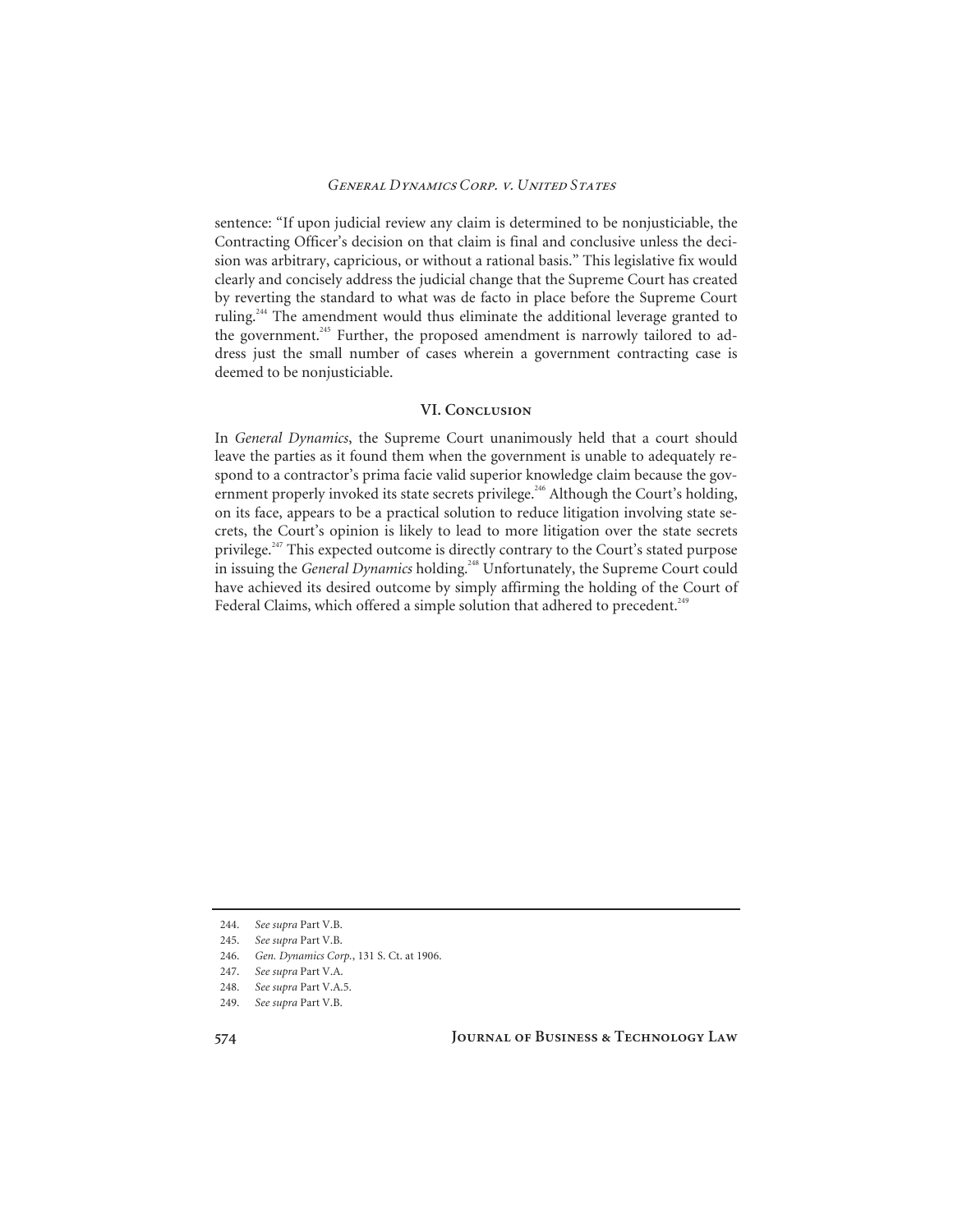sentence: "If upon judicial review any claim is determined to be nonjusticiable, the Contracting Officer's decision on that claim is final and conclusive unless the decision was arbitrary, capricious, or without a rational basis." This legislative fix would clearly and concisely address the judicial change that the Supreme Court has created by reverting the standard to what was de facto in place before the Supreme Court ruling.[244] The amendment would thus eliminate the additional leverage granted to the government.[245] Further, the proposed amendment is narrowly tailored to address just the small number of cases wherein a government contracting case is deemed to be nonjusticiable.

## VI. Conclusion

In *General Dynamics*, the Supreme Court unanimously held that a court should leave the parties as it found them when the government is unable to adequately respond to a contractor's prima facie valid superior knowledge claim because the government properly invoked its state secrets privilege.[246] Although the Court's holding, on its face, appears to be a practical solution to reduce litigation involving state secrets, the Court's opinion is likely to lead to more litigation over the state secrets privilege.[247] This expected outcome is directly contrary to the Court's stated purpose in issuing the *General Dynamics* holding.[248] Unfortunately, the Supreme Court could have achieved its desired outcome by simply affirming the holding of the Court of Federal Claims, which offered a simple solution that adhered to precedent.[249]

---

244. *See supra* Part V.B.
245. *See supra* Part V.B.
246. *Gen. Dynamics Corp.*, 131 S. Ct. at 1906.
247. *See supra* Part V.A.
248. *See supra* Part V.A.5.
249. *See supra* Part V.B.